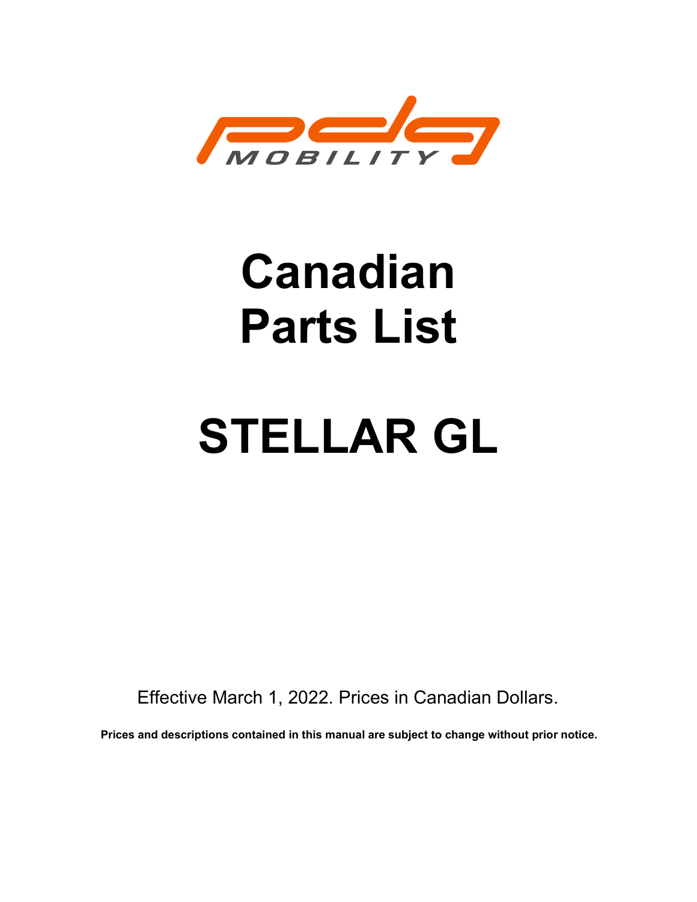PDG MOBILITY

# Canadian Parts List

# STELLAR GL

Effective March 1, 2022. Prices in Canadian Dollars.

**Prices and descriptions contained in this manual are subject to change without prior notice.**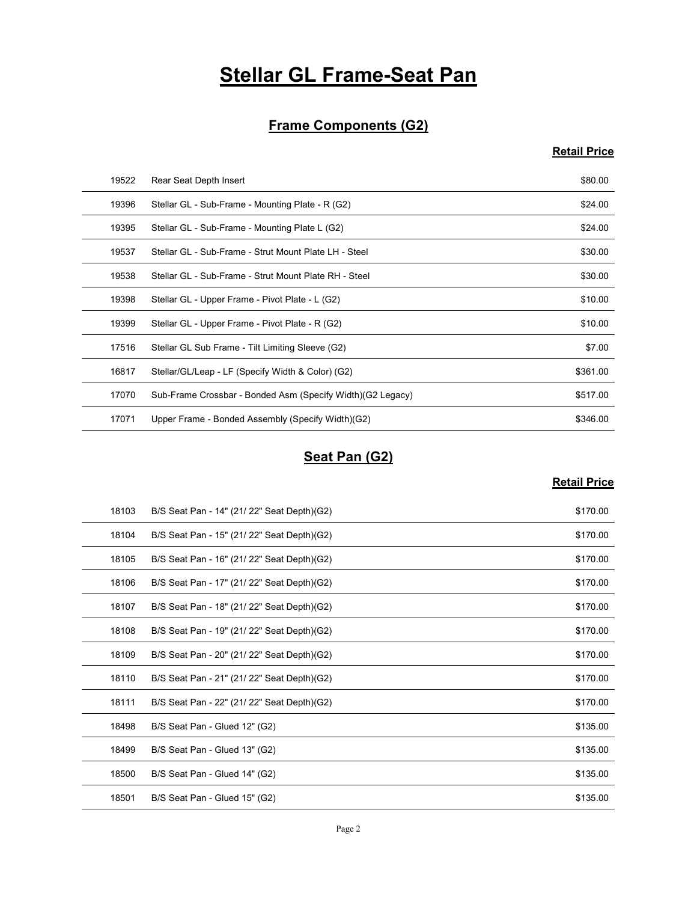# Stellar GL Frame-Seat Pan

## Frame Components (G2)

| | | Retail Price |
|---|---|---|
| 19522 | Rear Seat Depth Insert | $80.00 |
| 19396 | Stellar GL - Sub-Frame - Mounting Plate - R (G2) | $24.00 |
| 19395 | Stellar GL - Sub-Frame - Mounting Plate L (G2) | $24.00 |
| 19537 | Stellar GL - Sub-Frame - Strut Mount Plate LH - Steel | $30.00 |
| 19538 | Stellar GL - Sub-Frame - Strut Mount Plate RH - Steel | $30.00 |
| 19398 | Stellar GL - Upper Frame - Pivot Plate - L (G2) | $10.00 |
| 19399 | Stellar GL - Upper Frame - Pivot Plate - R (G2) | $10.00 |
| 17516 | Stellar GL Sub Frame - Tilt Limiting Sleeve (G2) | $7.00 |
| 16817 | Stellar/GL/Leap - LF (Specify Width & Color) (G2) | $361.00 |
| 17070 | Sub-Frame Crossbar - Bonded Asm (Specify Width)(G2 Legacy) | $517.00 |
| 17071 | Upper Frame - Bonded Assembly (Specify Width)(G2) | $346.00 |

## Seat Pan (G2)

| | | Retail Price |
|---|---|---|
| 18103 | B/S Seat Pan - 14" (21/ 22" Seat Depth)(G2) | $170.00 |
| 18104 | B/S Seat Pan - 15" (21/ 22" Seat Depth)(G2) | $170.00 |
| 18105 | B/S Seat Pan - 16" (21/ 22" Seat Depth)(G2) | $170.00 |
| 18106 | B/S Seat Pan - 17" (21/ 22" Seat Depth)(G2) | $170.00 |
| 18107 | B/S Seat Pan - 18" (21/ 22" Seat Depth)(G2) | $170.00 |
| 18108 | B/S Seat Pan - 19" (21/ 22" Seat Depth)(G2) | $170.00 |
| 18109 | B/S Seat Pan - 20" (21/ 22" Seat Depth)(G2) | $170.00 |
| 18110 | B/S Seat Pan - 21" (21/ 22" Seat Depth)(G2) | $170.00 |
| 18111 | B/S Seat Pan - 22" (21/ 22" Seat Depth)(G2) | $170.00 |
| 18498 | B/S Seat Pan - Glued 12" (G2) | $135.00 |
| 18499 | B/S Seat Pan - Glued 13" (G2) | $135.00 |
| 18500 | B/S Seat Pan - Glued 14" (G2) | $135.00 |
| 18501 | B/S Seat Pan - Glued 15" (G2) | $135.00 |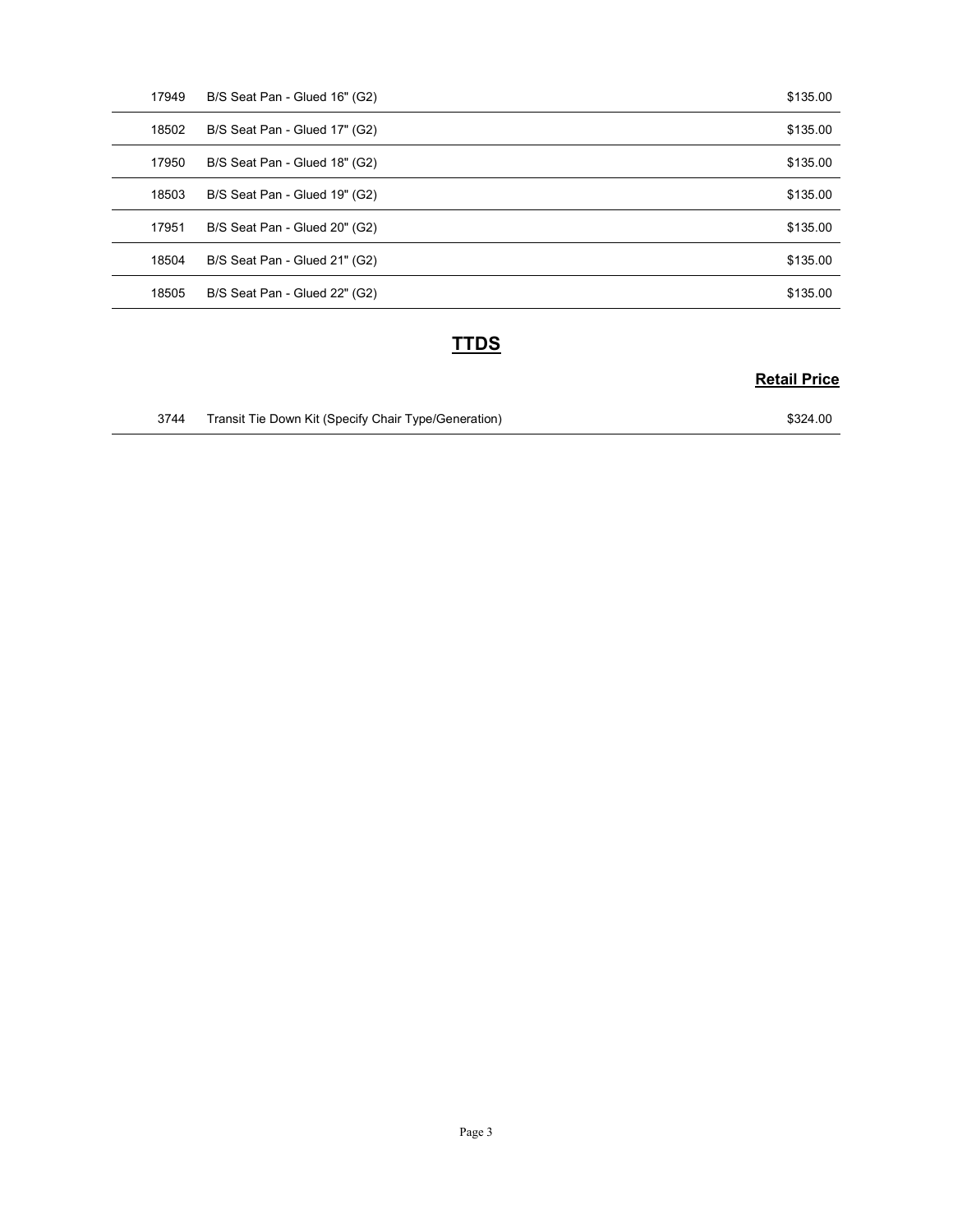| | | |
|---|---|---|
| 17949 | B/S Seat Pan - Glued 16" (G2) | $135.00 |
| 18502 | B/S Seat Pan - Glued 17" (G2) | $135.00 |
| 17950 | B/S Seat Pan - Glued 18" (G2) | $135.00 |
| 18503 | B/S Seat Pan - Glued 19" (G2) | $135.00 |
| 17951 | B/S Seat Pan - Glued 20" (G2) | $135.00 |
| 18504 | B/S Seat Pan - Glued 21" (G2) | $135.00 |
| 18505 | B/S Seat Pan - Glued 22" (G2) | $135.00 |

## TTDS

| | | Retail Price |
|---|---|---|
| 3744 | Transit Tie Down Kit (Specify Chair Type/Generation) | $324.00 |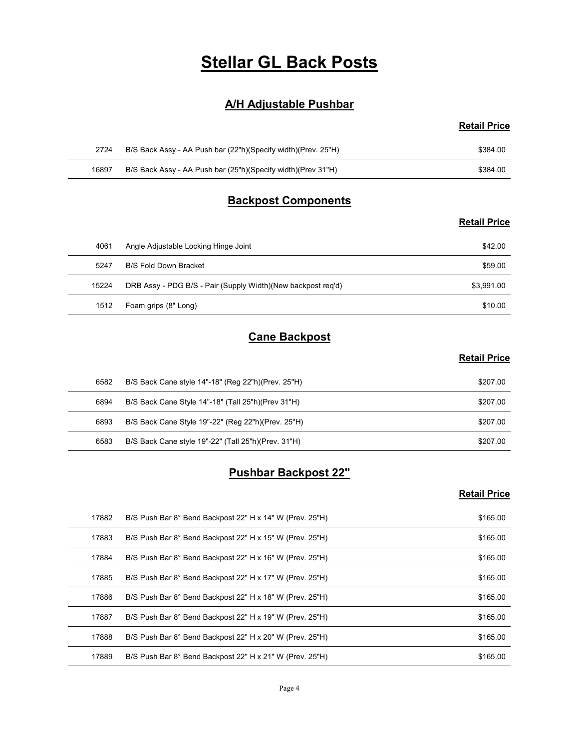# Stellar GL Back Posts

## A/H Adjustable Pushbar

| | | Retail Price |
|---|---|---|
| 2724 | B/S Back Assy - AA Push bar (22"h)(Specify width)(Prev. 25"H) | $384.00 |
| 16897 | B/S Back Assy - AA Push bar (25"h)(Specify width)(Prev 31"H) | $384.00 |

## Backpost Components

| | | Retail Price |
|---|---|---|
| 4061 | Angle Adjustable Locking Hinge Joint | $42.00 |
| 5247 | B/S Fold Down Bracket | $59.00 |
| 15224 | DRB Assy - PDG B/S - Pair (Supply Width)(New backpost req'd) | $3,991.00 |
| 1512 | Foam grips (8" Long) | $10.00 |

## Cane Backpost

| | | Retail Price |
|---|---|---|
| 6582 | B/S Back Cane style 14"-18" (Reg 22"h)(Prev. 25"H) | $207.00 |
| 6894 | B/S Back Cane Style 14"-18" (Tall 25"h)(Prev 31"H) | $207.00 |
| 6893 | B/S Back Cane Style 19"-22" (Reg 22"h)(Prev. 25"H) | $207.00 |
| 6583 | B/S Back Cane style 19"-22" (Tall 25"h)(Prev. 31"H) | $207.00 |

## Pushbar Backpost 22"

| | | Retail Price |
|---|---|---|
| 17882 | B/S Push Bar 8° Bend Backpost 22" H x 14" W (Prev. 25"H) | $165.00 |
| 17883 | B/S Push Bar 8° Bend Backpost 22" H x 15" W (Prev. 25"H) | $165.00 |
| 17884 | B/S Push Bar 8° Bend Backpost 22" H x 16" W (Prev. 25"H) | $165.00 |
| 17885 | B/S Push Bar 8° Bend Backpost 22" H x 17" W (Prev. 25"H) | $165.00 |
| 17886 | B/S Push Bar 8° Bend Backpost 22" H x 18" W (Prev. 25"H) | $165.00 |
| 17887 | B/S Push Bar 8° Bend Backpost 22" H x 19" W (Prev. 25"H) | $165.00 |
| 17888 | B/S Push Bar 8° Bend Backpost 22" H x 20" W (Prev. 25"H) | $165.00 |
| 17889 | B/S Push Bar 8° Bend Backpost 22" H x 21" W (Prev. 25"H) | $165.00 |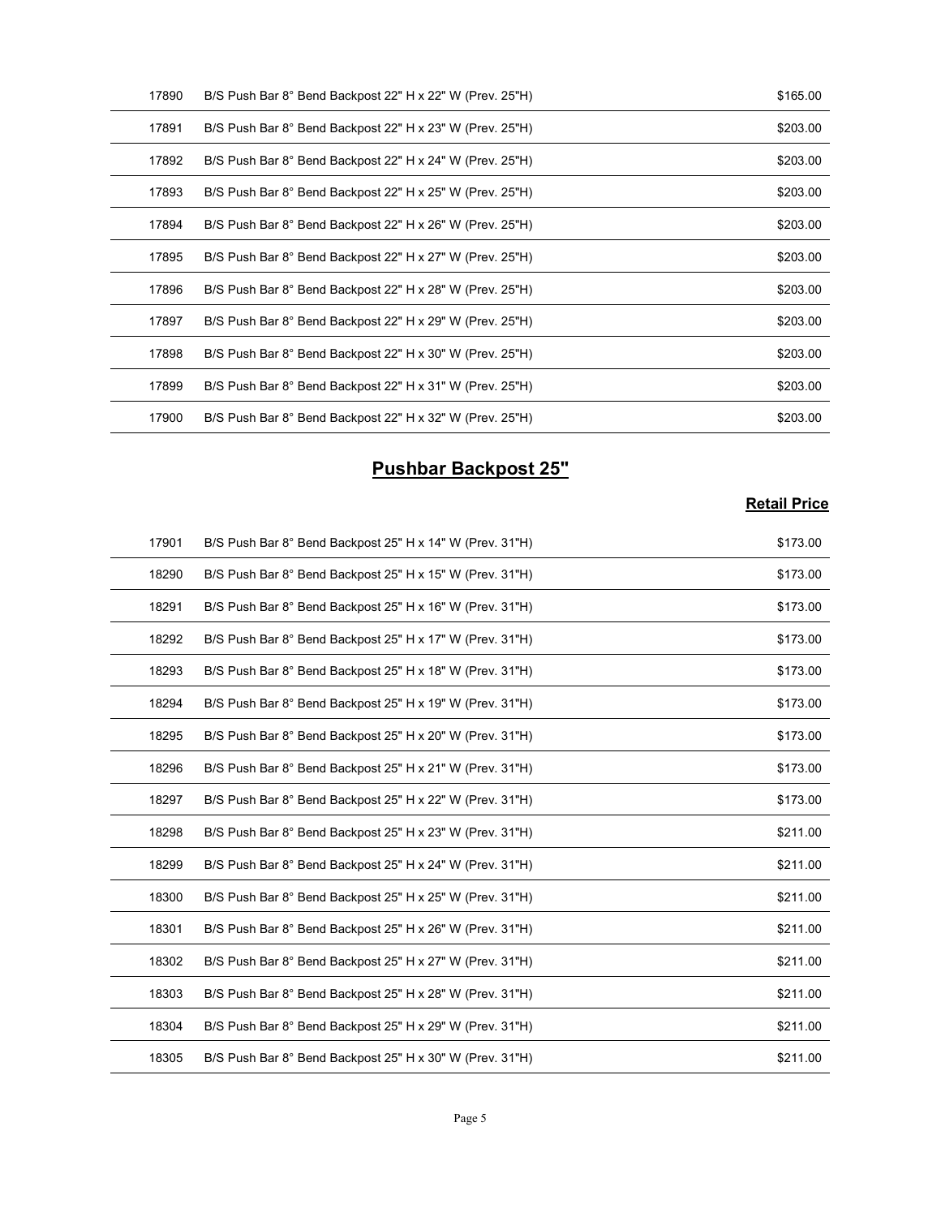| | | |
|---|---|---|
| 17890 | B/S Push Bar 8° Bend Backpost 22" H x 22" W (Prev. 25"H) | $165.00 |
| 17891 | B/S Push Bar 8° Bend Backpost 22" H x 23" W (Prev. 25"H) | $203.00 |
| 17892 | B/S Push Bar 8° Bend Backpost 22" H x 24" W (Prev. 25"H) | $203.00 |
| 17893 | B/S Push Bar 8° Bend Backpost 22" H x 25" W (Prev. 25"H) | $203.00 |
| 17894 | B/S Push Bar 8° Bend Backpost 22" H x 26" W (Prev. 25"H) | $203.00 |
| 17895 | B/S Push Bar 8° Bend Backpost 22" H x 27" W (Prev. 25"H) | $203.00 |
| 17896 | B/S Push Bar 8° Bend Backpost 22" H x 28" W (Prev. 25"H) | $203.00 |
| 17897 | B/S Push Bar 8° Bend Backpost 22" H x 29" W (Prev. 25"H) | $203.00 |
| 17898 | B/S Push Bar 8° Bend Backpost 22" H x 30" W (Prev. 25"H) | $203.00 |
| 17899 | B/S Push Bar 8° Bend Backpost 22" H x 31" W (Prev. 25"H) | $203.00 |
| 17900 | B/S Push Bar 8° Bend Backpost 22" H x 32" W (Prev. 25"H) | $203.00 |

## Pushbar Backpost 25"

| | | Retail Price |
|---|---|---|
| 17901 | B/S Push Bar 8° Bend Backpost 25" H x 14" W (Prev. 31"H) | $173.00 |
| 18290 | B/S Push Bar 8° Bend Backpost 25" H x 15" W (Prev. 31"H) | $173.00 |
| 18291 | B/S Push Bar 8° Bend Backpost 25" H x 16" W (Prev. 31"H) | $173.00 |
| 18292 | B/S Push Bar 8° Bend Backpost 25" H x 17" W (Prev. 31"H) | $173.00 |
| 18293 | B/S Push Bar 8° Bend Backpost 25" H x 18" W (Prev. 31"H) | $173.00 |
| 18294 | B/S Push Bar 8° Bend Backpost 25" H x 19" W (Prev. 31"H) | $173.00 |
| 18295 | B/S Push Bar 8° Bend Backpost 25" H x 20" W (Prev. 31"H) | $173.00 |
| 18296 | B/S Push Bar 8° Bend Backpost 25" H x 21" W (Prev. 31"H) | $173.00 |
| 18297 | B/S Push Bar 8° Bend Backpost 25" H x 22" W (Prev. 31"H) | $173.00 |
| 18298 | B/S Push Bar 8° Bend Backpost 25" H x 23" W (Prev. 31"H) | $211.00 |
| 18299 | B/S Push Bar 8° Bend Backpost 25" H x 24" W (Prev. 31"H) | $211.00 |
| 18300 | B/S Push Bar 8° Bend Backpost 25" H x 25" W (Prev. 31"H) | $211.00 |
| 18301 | B/S Push Bar 8° Bend Backpost 25" H x 26" W (Prev. 31"H) | $211.00 |
| 18302 | B/S Push Bar 8° Bend Backpost 25" H x 27" W (Prev. 31"H) | $211.00 |
| 18303 | B/S Push Bar 8° Bend Backpost 25" H x 28" W (Prev. 31"H) | $211.00 |
| 18304 | B/S Push Bar 8° Bend Backpost 25" H x 29" W (Prev. 31"H) | $211.00 |
| 18305 | B/S Push Bar 8° Bend Backpost 25" H x 30" W (Prev. 31"H) | $211.00 |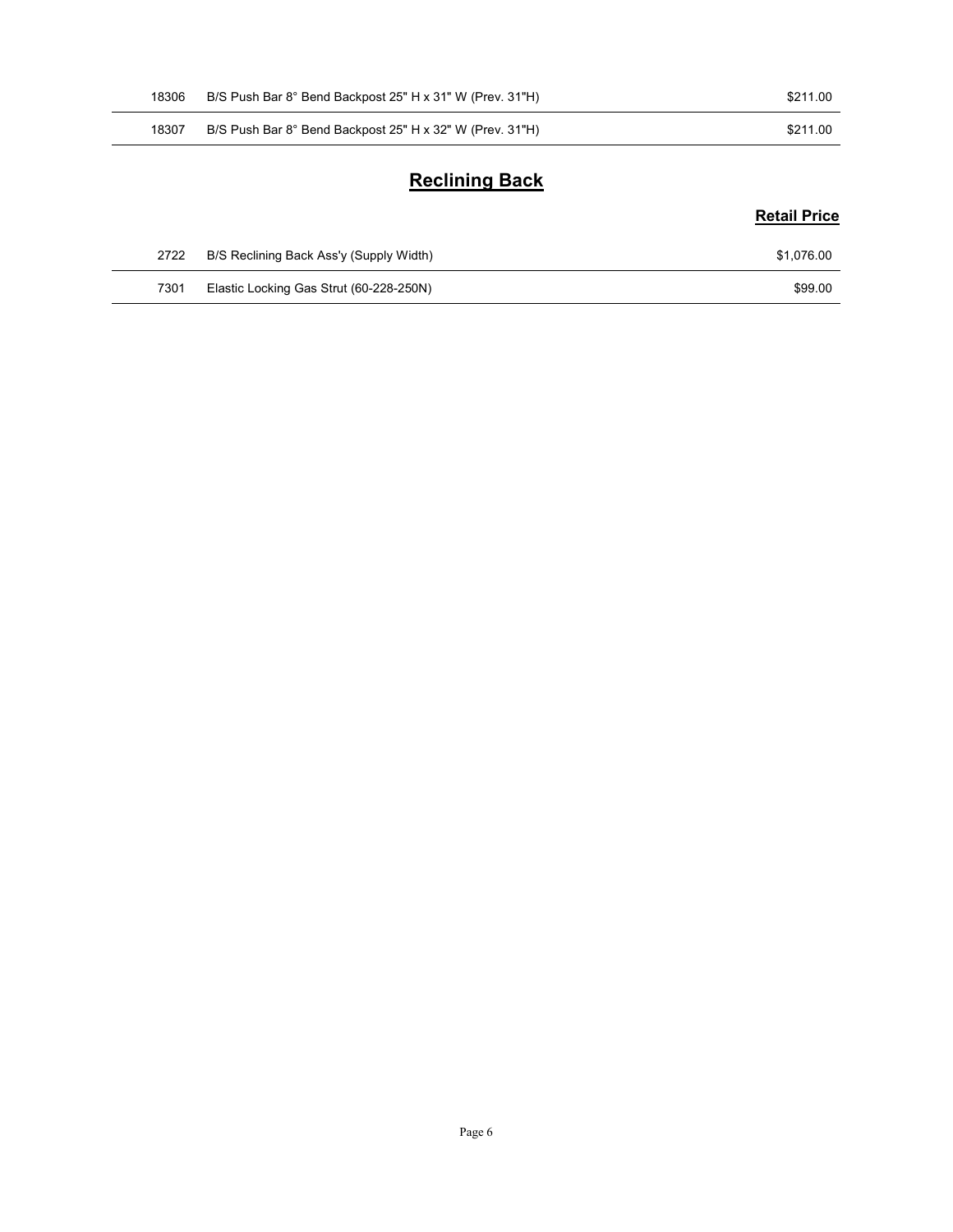| | | |
|---|---|---|
| 18306 | B/S Push Bar 8° Bend Backpost 25" H x 31" W (Prev. 31"H) | $211.00 |
| 18307 | B/S Push Bar 8° Bend Backpost 25" H x 32" W (Prev. 31"H) | $211.00 |

## Reclining Back

| | | Retail Price |
|---|---|---|
| 2722 | B/S Reclining Back Ass'y (Supply Width) | $1,076.00 |
| 7301 | Elastic Locking Gas Strut (60-228-250N) | $99.00 |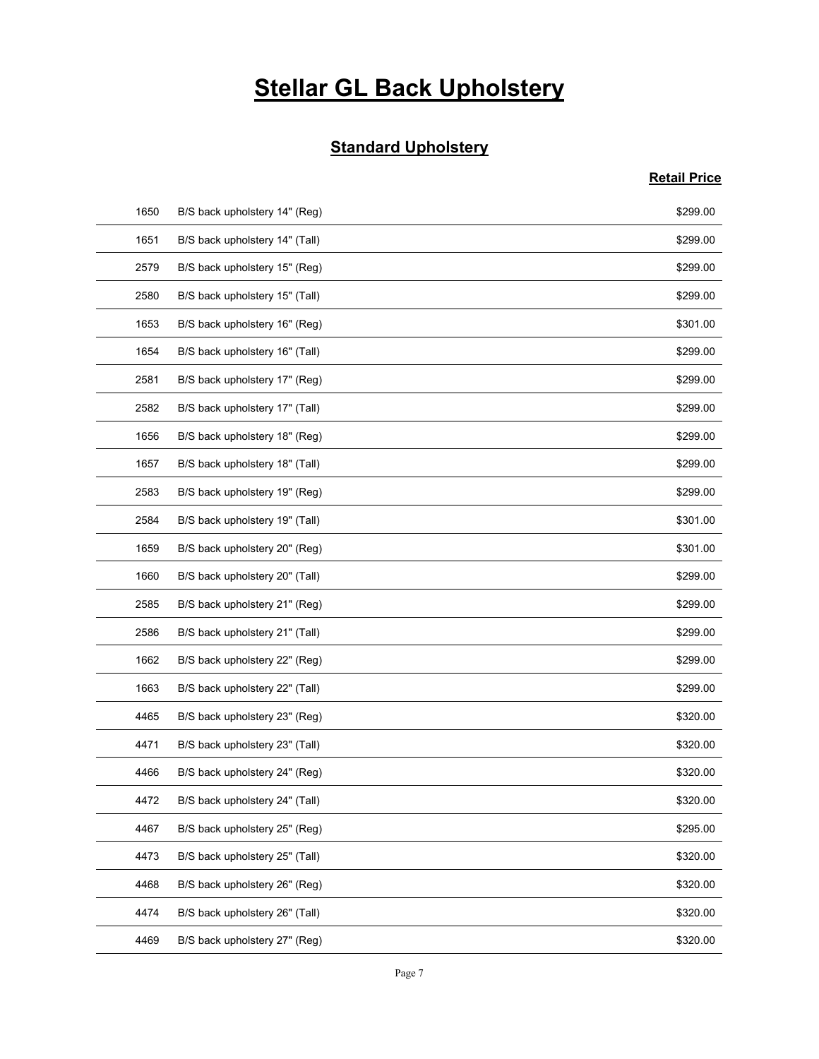# Stellar GL Back Upholstery

## Standard Upholstery

| | | Retail Price |
|---|---|---|
| 1650 | B/S back upholstery 14" (Reg) | $299.00 |
| 1651 | B/S back upholstery 14" (Tall) | $299.00 |
| 2579 | B/S back upholstery 15" (Reg) | $299.00 |
| 2580 | B/S back upholstery 15" (Tall) | $299.00 |
| 1653 | B/S back upholstery 16" (Reg) | $301.00 |
| 1654 | B/S back upholstery 16" (Tall) | $299.00 |
| 2581 | B/S back upholstery 17" (Reg) | $299.00 |
| 2582 | B/S back upholstery 17" (Tall) | $299.00 |
| 1656 | B/S back upholstery 18" (Reg) | $299.00 |
| 1657 | B/S back upholstery 18" (Tall) | $299.00 |
| 2583 | B/S back upholstery 19" (Reg) | $299.00 |
| 2584 | B/S back upholstery 19" (Tall) | $301.00 |
| 1659 | B/S back upholstery 20" (Reg) | $301.00 |
| 1660 | B/S back upholstery 20" (Tall) | $299.00 |
| 2585 | B/S back upholstery 21" (Reg) | $299.00 |
| 2586 | B/S back upholstery 21" (Tall) | $299.00 |
| 1662 | B/S back upholstery 22" (Reg) | $299.00 |
| 1663 | B/S back upholstery 22" (Tall) | $299.00 |
| 4465 | B/S back upholstery 23" (Reg) | $320.00 |
| 4471 | B/S back upholstery 23" (Tall) | $320.00 |
| 4466 | B/S back upholstery 24" (Reg) | $320.00 |
| 4472 | B/S back upholstery 24" (Tall) | $320.00 |
| 4467 | B/S back upholstery 25" (Reg) | $295.00 |
| 4473 | B/S back upholstery 25" (Tall) | $320.00 |
| 4468 | B/S back upholstery 26" (Reg) | $320.00 |
| 4474 | B/S back upholstery 26" (Tall) | $320.00 |
| 4469 | B/S back upholstery 27" (Reg) | $320.00 |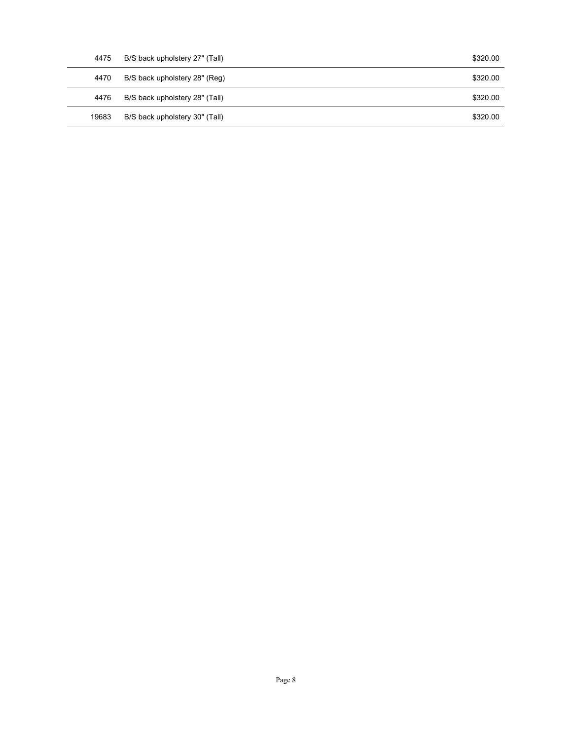| | | |
|---|---|---|
| 4475 | B/S back upholstery 27" (Tall) | $320.00 |
| 4470 | B/S back upholstery 28" (Reg) | $320.00 |
| 4476 | B/S back upholstery 28" (Tall) | $320.00 |
| 19683 | B/S back upholstery 30" (Tall) | $320.00 |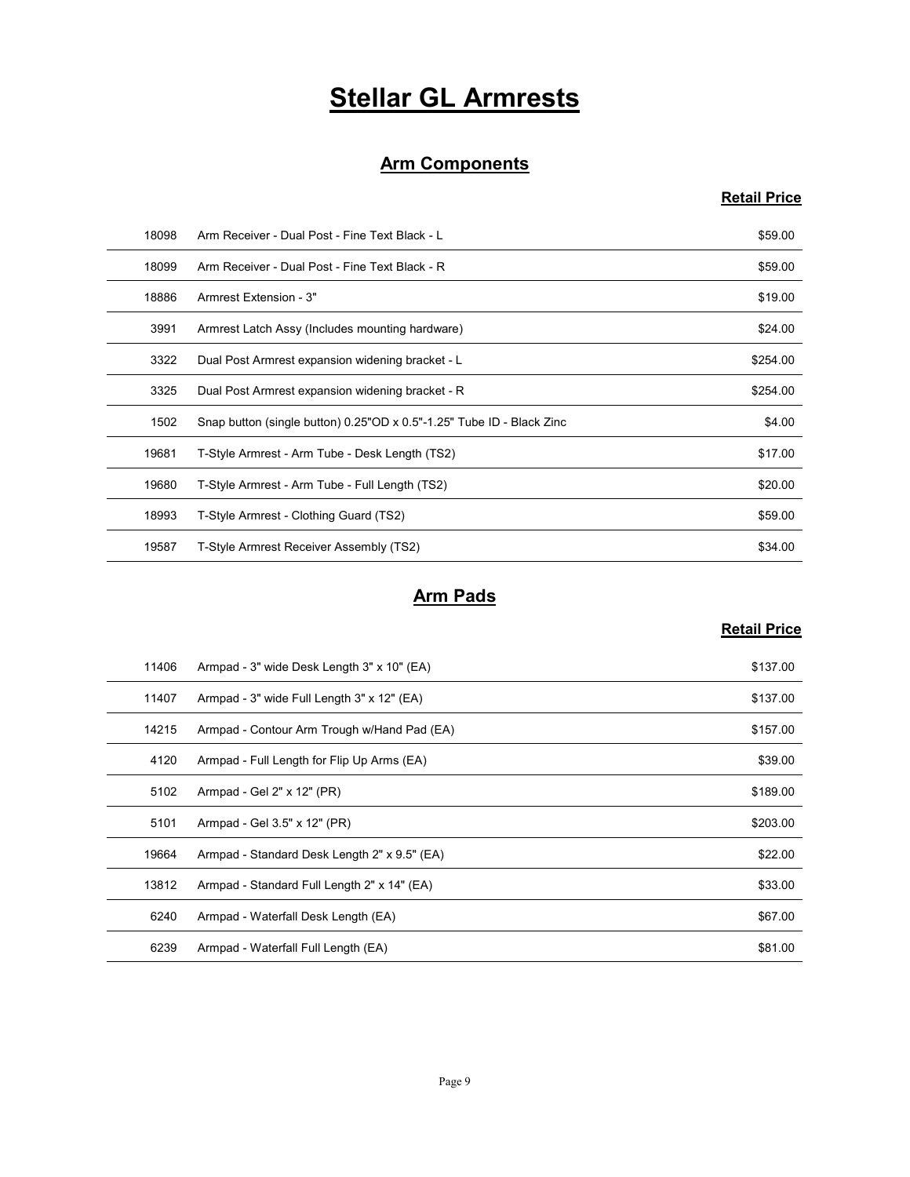# Stellar GL Armrests

## Arm Components

| | | Retail Price |
|---|---|---|
| 18098 | Arm Receiver - Dual Post - Fine Text Black - L | $59.00 |
| 18099 | Arm Receiver - Dual Post - Fine Text Black - R | $59.00 |
| 18886 | Armrest Extension - 3" | $19.00 |
| 3991 | Armrest Latch Assy (Includes mounting hardware) | $24.00 |
| 3322 | Dual Post Armrest expansion widening bracket - L | $254.00 |
| 3325 | Dual Post Armrest expansion widening bracket - R | $254.00 |
| 1502 | Snap button (single button) 0.25"OD x 0.5"-1.25" Tube ID - Black Zinc | $4.00 |
| 19681 | T-Style Armrest - Arm Tube - Desk Length (TS2) | $17.00 |
| 19680 | T-Style Armrest - Arm Tube - Full Length (TS2) | $20.00 |
| 18993 | T-Style Armrest - Clothing Guard (TS2) | $59.00 |
| 19587 | T-Style Armrest Receiver Assembly (TS2) | $34.00 |

## Arm Pads

| | | Retail Price |
|---|---|---|
| 11406 | Armpad - 3" wide Desk Length 3" x 10" (EA) | $137.00 |
| 11407 | Armpad - 3" wide Full Length 3" x 12" (EA) | $137.00 |
| 14215 | Armpad - Contour Arm Trough w/Hand Pad (EA) | $157.00 |
| 4120 | Armpad - Full Length for Flip Up Arms (EA) | $39.00 |
| 5102 | Armpad - Gel 2" x 12" (PR) | $189.00 |
| 5101 | Armpad - Gel 3.5" x 12" (PR) | $203.00 |
| 19664 | Armpad - Standard Desk Length 2" x 9.5" (EA) | $22.00 |
| 13812 | Armpad - Standard Full Length 2" x 14" (EA) | $33.00 |
| 6240 | Armpad - Waterfall Desk Length (EA) | $67.00 |
| 6239 | Armpad - Waterfall Full Length (EA) | $81.00 |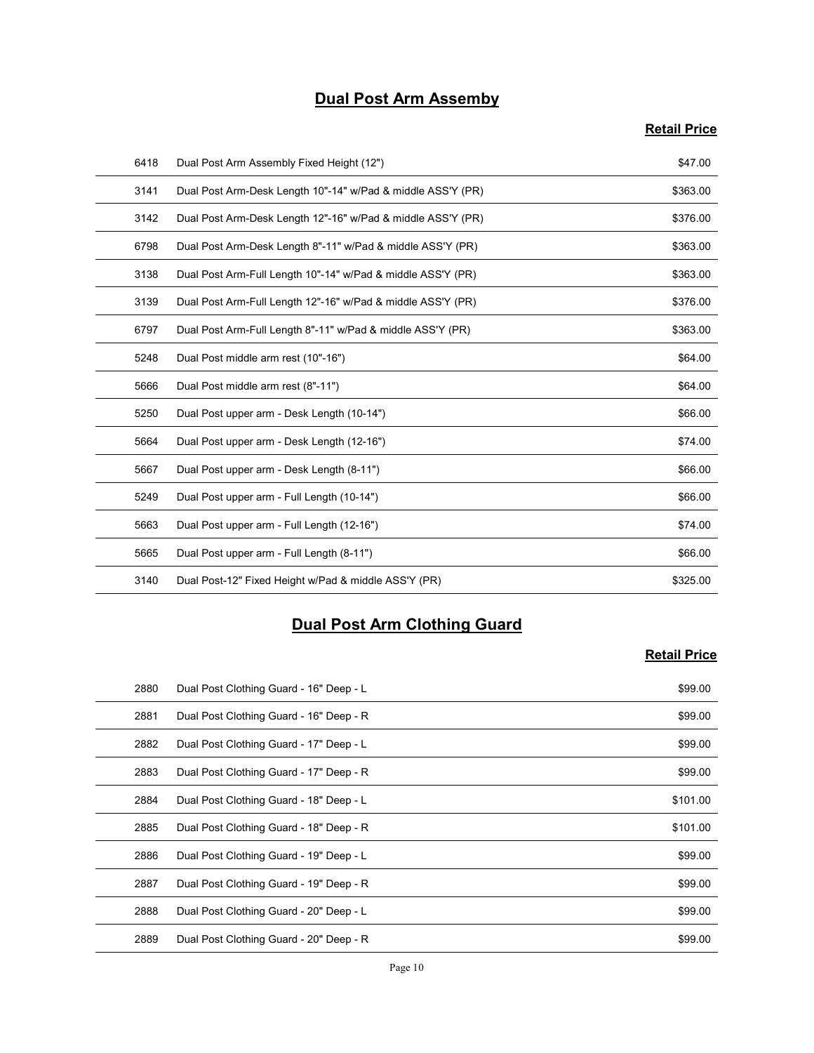## Dual Post Arm Assemby

| | | Retail Price |
|---|---|---|
| 6418 | Dual Post Arm Assembly Fixed Height (12") | $47.00 |
| 3141 | Dual Post Arm-Desk Length 10"-14" w/Pad & middle ASS'Y (PR) | $363.00 |
| 3142 | Dual Post Arm-Desk Length 12"-16" w/Pad & middle ASS'Y (PR) | $376.00 |
| 6798 | Dual Post Arm-Desk Length 8"-11" w/Pad & middle ASS'Y (PR) | $363.00 |
| 3138 | Dual Post Arm-Full Length 10"-14" w/Pad & middle ASS'Y (PR) | $363.00 |
| 3139 | Dual Post Arm-Full Length 12"-16" w/Pad & middle ASS'Y (PR) | $376.00 |
| 6797 | Dual Post Arm-Full Length 8"-11" w/Pad & middle ASS'Y (PR) | $363.00 |
| 5248 | Dual Post middle arm rest (10"-16") | $64.00 |
| 5666 | Dual Post middle arm rest (8"-11") | $64.00 |
| 5250 | Dual Post upper arm - Desk Length (10-14") | $66.00 |
| 5664 | Dual Post upper arm - Desk Length (12-16") | $74.00 |
| 5667 | Dual Post upper arm - Desk Length (8-11") | $66.00 |
| 5249 | Dual Post upper arm - Full Length (10-14") | $66.00 |
| 5663 | Dual Post upper arm - Full Length (12-16") | $74.00 |
| 5665 | Dual Post upper arm - Full Length (8-11") | $66.00 |
| 3140 | Dual Post-12" Fixed Height w/Pad & middle ASS'Y (PR) | $325.00 |

## Dual Post Arm Clothing Guard

| | | Retail Price |
|---|---|---|
| 2880 | Dual Post Clothing Guard - 16" Deep - L | $99.00 |
| 2881 | Dual Post Clothing Guard - 16" Deep - R | $99.00 |
| 2882 | Dual Post Clothing Guard - 17" Deep - L | $99.00 |
| 2883 | Dual Post Clothing Guard - 17" Deep - R | $99.00 |
| 2884 | Dual Post Clothing Guard - 18" Deep - L | $101.00 |
| 2885 | Dual Post Clothing Guard - 18" Deep - R | $101.00 |
| 2886 | Dual Post Clothing Guard - 19" Deep - L | $99.00 |
| 2887 | Dual Post Clothing Guard - 19" Deep - R | $99.00 |
| 2888 | Dual Post Clothing Guard - 20" Deep - L | $99.00 |
| 2889 | Dual Post Clothing Guard - 20" Deep - R | $99.00 |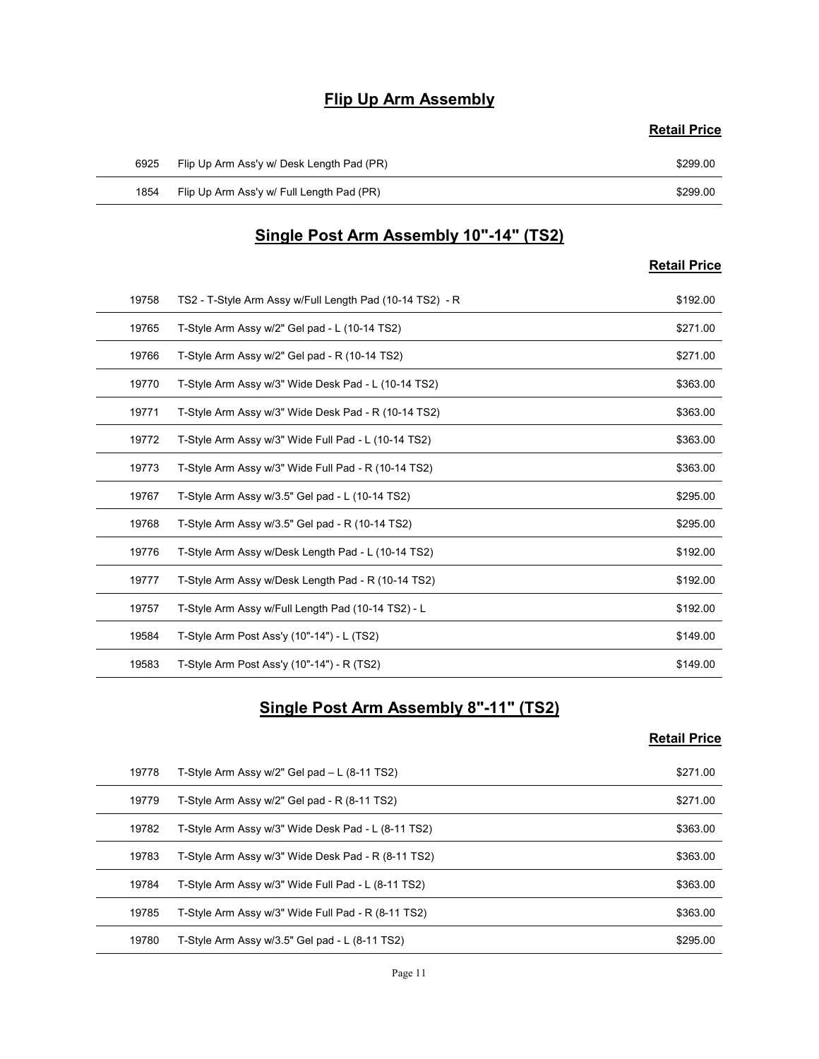## Flip Up Arm Assembly

| | | Retail Price |
|---|---|---|
| 6925 | Flip Up Arm Ass'y w/ Desk Length Pad (PR) | $299.00 |
| 1854 | Flip Up Arm Ass'y w/ Full Length Pad (PR) | $299.00 |

## Single Post Arm Assembly 10"-14" (TS2)

| | | Retail Price |
|---|---|---|
| 19758 | TS2 - T-Style Arm Assy w/Full Length Pad (10-14 TS2) - R | $192.00 |
| 19765 | T-Style Arm Assy w/2" Gel pad - L (10-14 TS2) | $271.00 |
| 19766 | T-Style Arm Assy w/2" Gel pad - R (10-14 TS2) | $271.00 |
| 19770 | T-Style Arm Assy w/3" Wide Desk Pad - L (10-14 TS2) | $363.00 |
| 19771 | T-Style Arm Assy w/3" Wide Desk Pad - R (10-14 TS2) | $363.00 |
| 19772 | T-Style Arm Assy w/3" Wide Full Pad - L (10-14 TS2) | $363.00 |
| 19773 | T-Style Arm Assy w/3" Wide Full Pad - R (10-14 TS2) | $363.00 |
| 19767 | T-Style Arm Assy w/3.5" Gel pad - L (10-14 TS2) | $295.00 |
| 19768 | T-Style Arm Assy w/3.5" Gel pad - R (10-14 TS2) | $295.00 |
| 19776 | T-Style Arm Assy w/Desk Length Pad - L (10-14 TS2) | $192.00 |
| 19777 | T-Style Arm Assy w/Desk Length Pad - R (10-14 TS2) | $192.00 |
| 19757 | T-Style Arm Assy w/Full Length Pad (10-14 TS2) - L | $192.00 |
| 19584 | T-Style Arm Post Ass'y (10"-14") - L (TS2) | $149.00 |
| 19583 | T-Style Arm Post Ass'y (10"-14") - R (TS2) | $149.00 |

## Single Post Arm Assembly 8"-11" (TS2)

| | | Retail Price |
|---|---|---|
| 19778 | T-Style Arm Assy w/2" Gel pad – L (8-11 TS2) | $271.00 |
| 19779 | T-Style Arm Assy w/2" Gel pad - R (8-11 TS2) | $271.00 |
| 19782 | T-Style Arm Assy w/3" Wide Desk Pad - L (8-11 TS2) | $363.00 |
| 19783 | T-Style Arm Assy w/3" Wide Desk Pad - R (8-11 TS2) | $363.00 |
| 19784 | T-Style Arm Assy w/3" Wide Full Pad - L (8-11 TS2) | $363.00 |
| 19785 | T-Style Arm Assy w/3" Wide Full Pad - R (8-11 TS2) | $363.00 |
| 19780 | T-Style Arm Assy w/3.5" Gel pad - L (8-11 TS2) | $295.00 |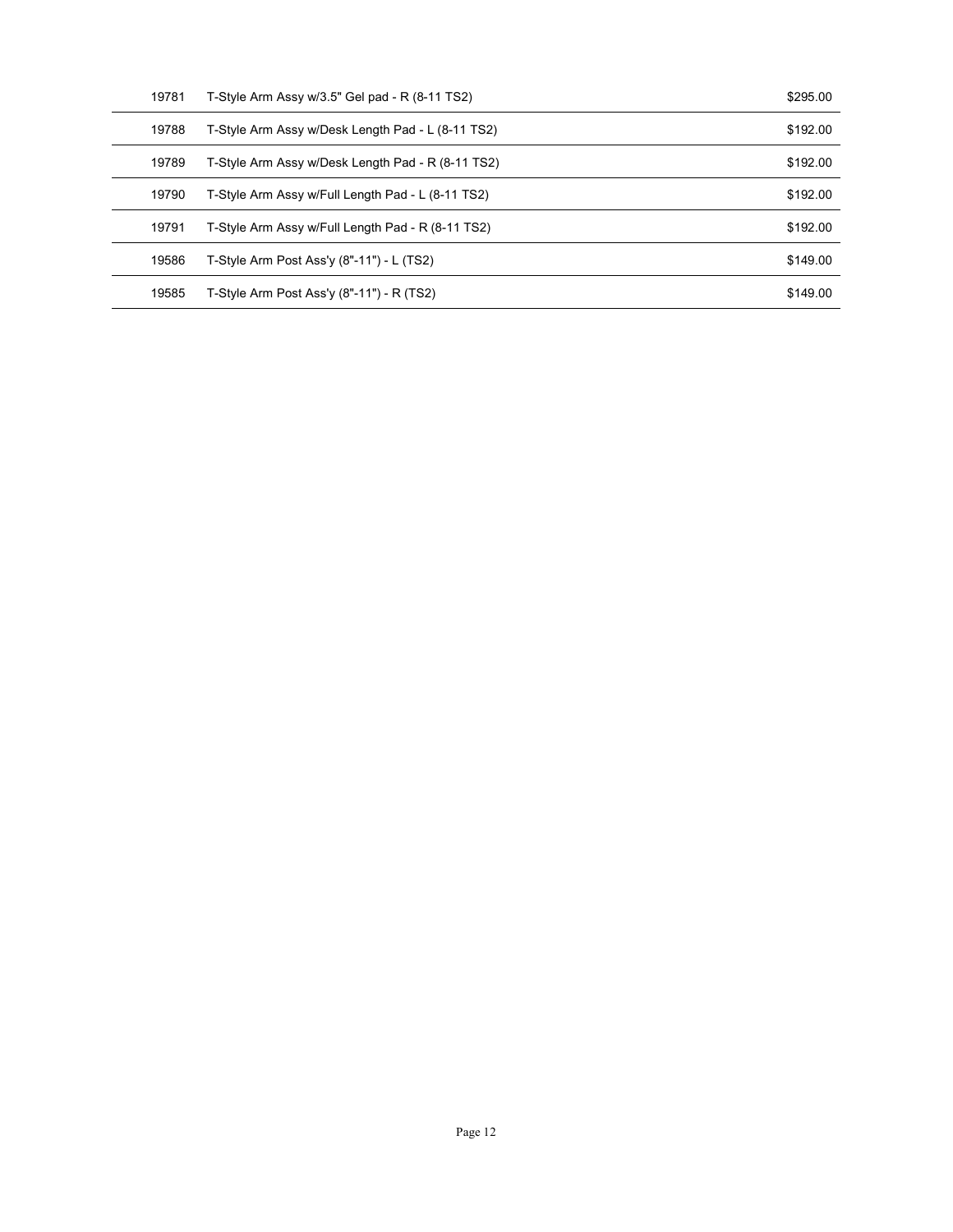| | | |
|---|---|---|
| 19781 | T-Style Arm Assy w/3.5" Gel pad - R (8-11 TS2) | $295.00 |
| 19788 | T-Style Arm Assy w/Desk Length Pad - L (8-11 TS2) | $192.00 |
| 19789 | T-Style Arm Assy w/Desk Length Pad - R (8-11 TS2) | $192.00 |
| 19790 | T-Style Arm Assy w/Full Length Pad - L (8-11 TS2) | $192.00 |
| 19791 | T-Style Arm Assy w/Full Length Pad - R (8-11 TS2) | $192.00 |
| 19586 | T-Style Arm Post Ass'y (8"-11") - L (TS2) | $149.00 |
| 19585 | T-Style Arm Post Ass'y (8"-11") - R (TS2) | $149.00 |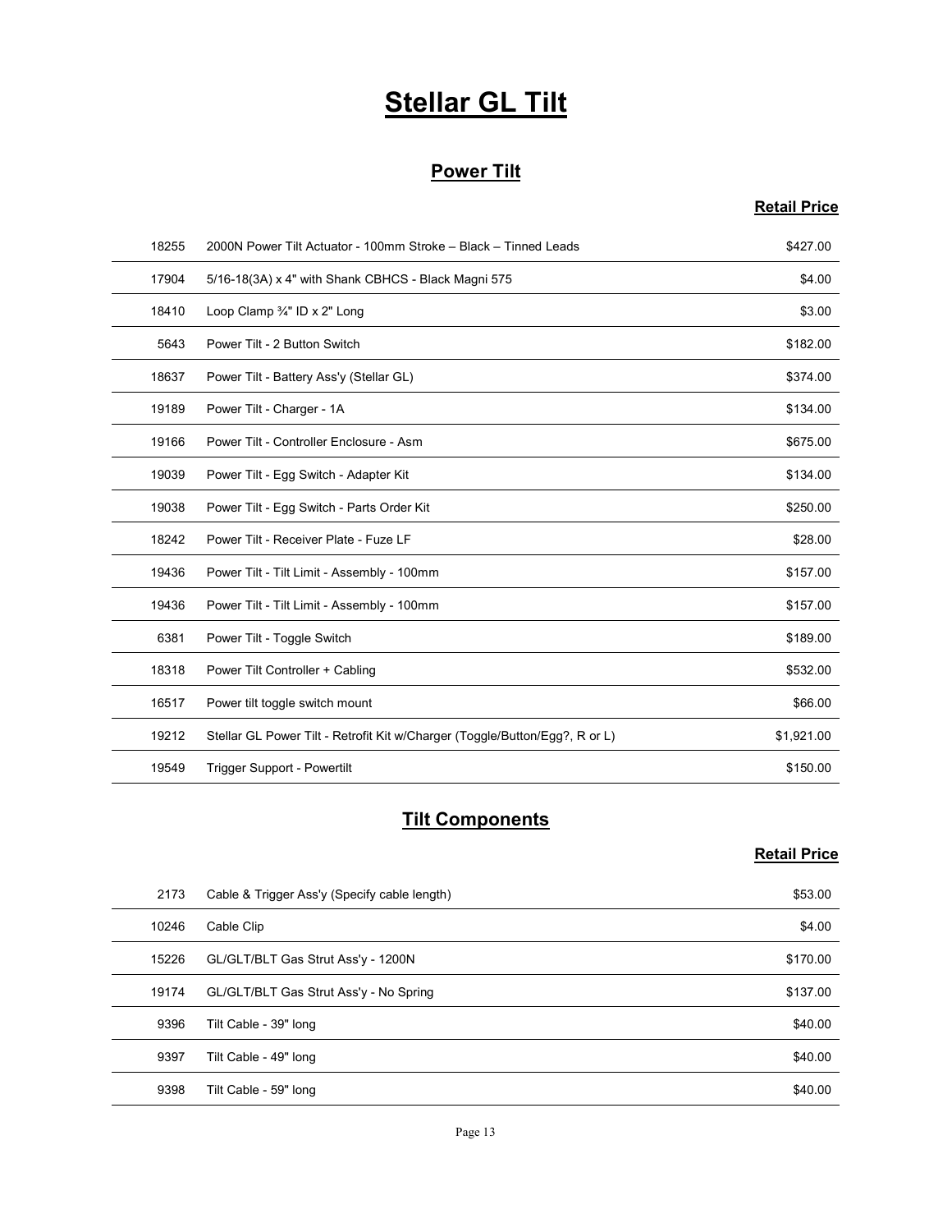# Stellar GL Tilt

## Power Tilt

| | | Retail Price |
|---|---|---|
| 18255 | 2000N Power Tilt Actuator - 100mm Stroke – Black – Tinned Leads | $427.00 |
| 17904 | 5/16-18(3A) x 4" with Shank CBHCS - Black Magni 575 | $4.00 |
| 18410 | Loop Clamp ¾" ID x 2" Long | $3.00 |
| 5643 | Power Tilt - 2 Button Switch | $182.00 |
| 18637 | Power Tilt - Battery Ass'y (Stellar GL) | $374.00 |
| 19189 | Power Tilt - Charger - 1A | $134.00 |
| 19166 | Power Tilt - Controller Enclosure - Asm | $675.00 |
| 19039 | Power Tilt - Egg Switch - Adapter Kit | $134.00 |
| 19038 | Power Tilt - Egg Switch - Parts Order Kit | $250.00 |
| 18242 | Power Tilt - Receiver Plate - Fuze LF | $28.00 |
| 19436 | Power Tilt - Tilt Limit - Assembly - 100mm | $157.00 |
| 19436 | Power Tilt - Tilt Limit - Assembly - 100mm | $157.00 |
| 6381 | Power Tilt - Toggle Switch | $189.00 |
| 18318 | Power Tilt Controller + Cabling | $532.00 |
| 16517 | Power tilt toggle switch mount | $66.00 |
| 19212 | Stellar GL Power Tilt - Retrofit Kit w/Charger (Toggle/Button/Egg?, R or L) | $1,921.00 |
| 19549 | Trigger Support - Powertilt | $150.00 |

## Tilt Components

| | | Retail Price |
|---|---|---|
| 2173 | Cable & Trigger Ass'y (Specify cable length) | $53.00 |
| 10246 | Cable Clip | $4.00 |
| 15226 | GL/GLT/BLT Gas Strut Ass'y - 1200N | $170.00 |
| 19174 | GL/GLT/BLT Gas Strut Ass'y - No Spring | $137.00 |
| 9396 | Tilt Cable - 39" long | $40.00 |
| 9397 | Tilt Cable - 49" long | $40.00 |
| 9398 | Tilt Cable - 59" long | $40.00 |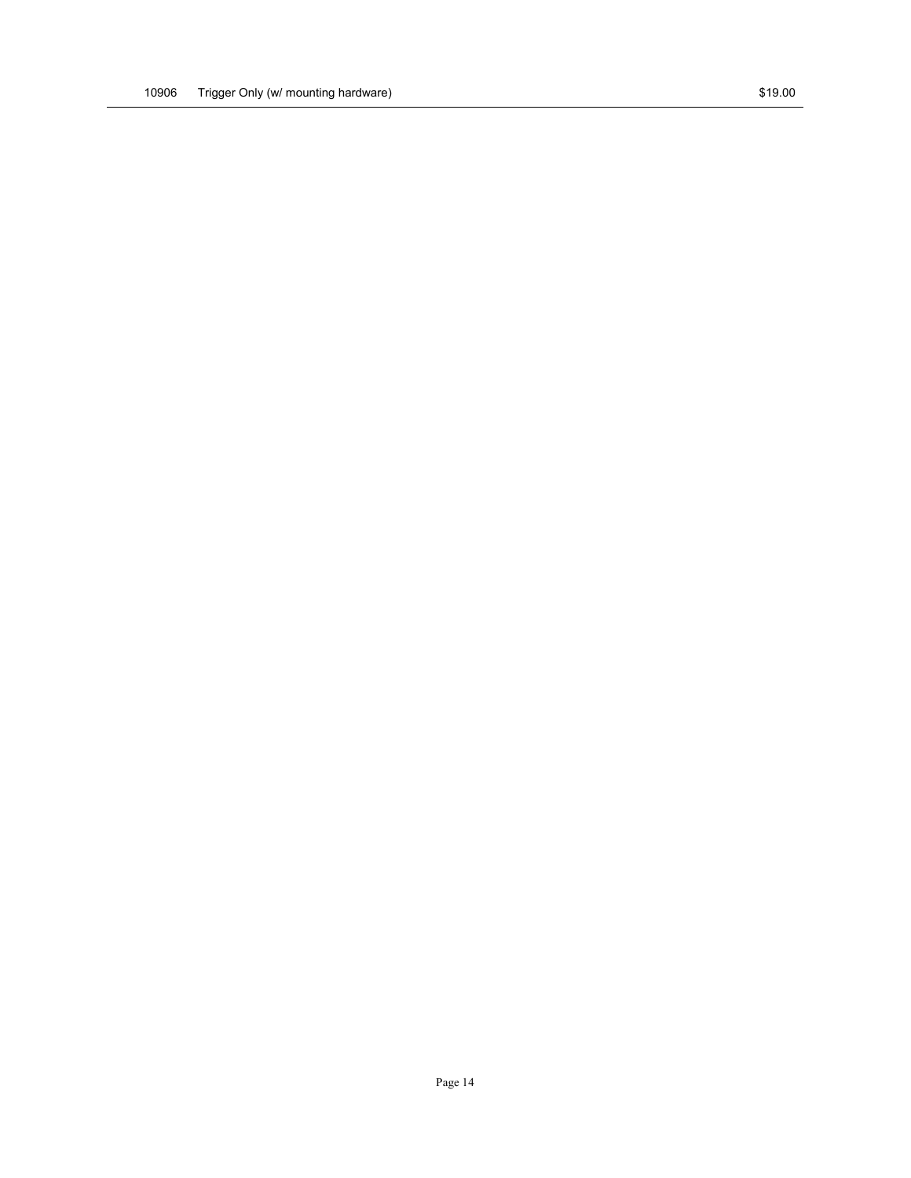| | | |
|---|---|---|
| 10906 | Trigger Only (w/ mounting hardware) | $19.00 |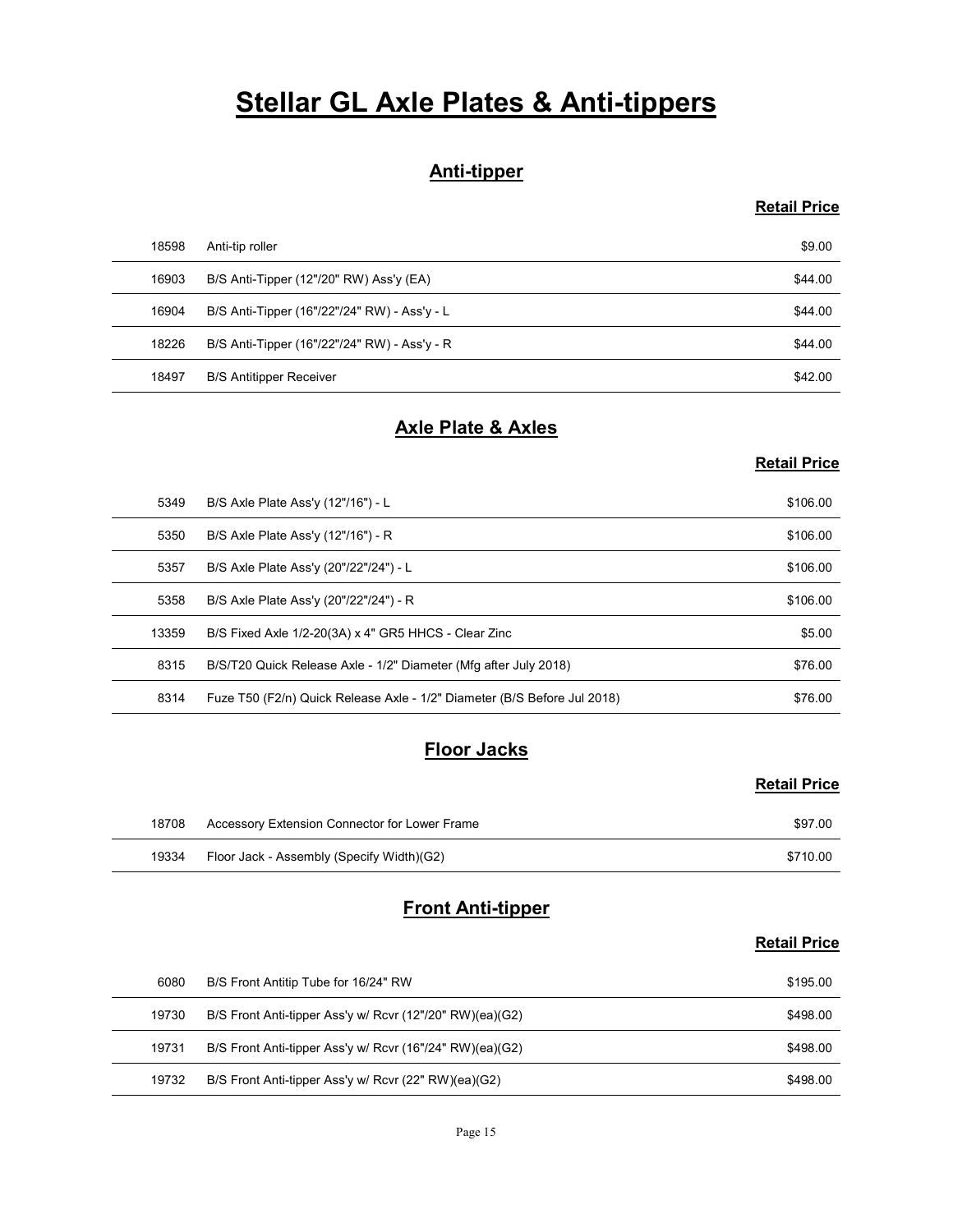# Stellar GL Axle Plates & Anti-tippers

## Anti-tipper

| | | Retail Price |
|---|---|---|
| 18598 | Anti-tip roller | $9.00 |
| 16903 | B/S Anti-Tipper (12"/20" RW) Ass'y (EA) | $44.00 |
| 16904 | B/S Anti-Tipper (16"/22"/24" RW) - Ass'y - L | $44.00 |
| 18226 | B/S Anti-Tipper (16"/22"/24" RW) - Ass'y - R | $44.00 |
| 18497 | B/S Antitipper Receiver | $42.00 |

## Axle Plate & Axles

| | | Retail Price |
|---|---|---|
| 5349 | B/S Axle Plate Ass'y (12"/16") - L | $106.00 |
| 5350 | B/S Axle Plate Ass'y (12"/16") - R | $106.00 |
| 5357 | B/S Axle Plate Ass'y (20"/22"/24") - L | $106.00 |
| 5358 | B/S Axle Plate Ass'y (20"/22"/24") - R | $106.00 |
| 13359 | B/S Fixed Axle 1/2-20(3A) x 4" GR5 HHCS - Clear Zinc | $5.00 |
| 8315 | B/S/T20 Quick Release Axle - 1/2" Diameter (Mfg after July 2018) | $76.00 |
| 8314 | Fuze T50 (F2/n) Quick Release Axle - 1/2" Diameter (B/S Before Jul 2018) | $76.00 |

## Floor Jacks

| | | Retail Price |
|---|---|---|
| 18708 | Accessory Extension Connector for Lower Frame | $97.00 |
| 19334 | Floor Jack - Assembly (Specify Width)(G2) | $710.00 |

## Front Anti-tipper

| | | Retail Price |
|---|---|---|
| 6080 | B/S Front Antitip Tube for 16/24" RW | $195.00 |
| 19730 | B/S Front Anti-tipper Ass'y w/ Rcvr (12"/20" RW)(ea)(G2) | $498.00 |
| 19731 | B/S Front Anti-tipper Ass'y w/ Rcvr (16"/24" RW)(ea)(G2) | $498.00 |
| 19732 | B/S Front Anti-tipper Ass'y w/ Rcvr (22" RW)(ea)(G2) | $498.00 |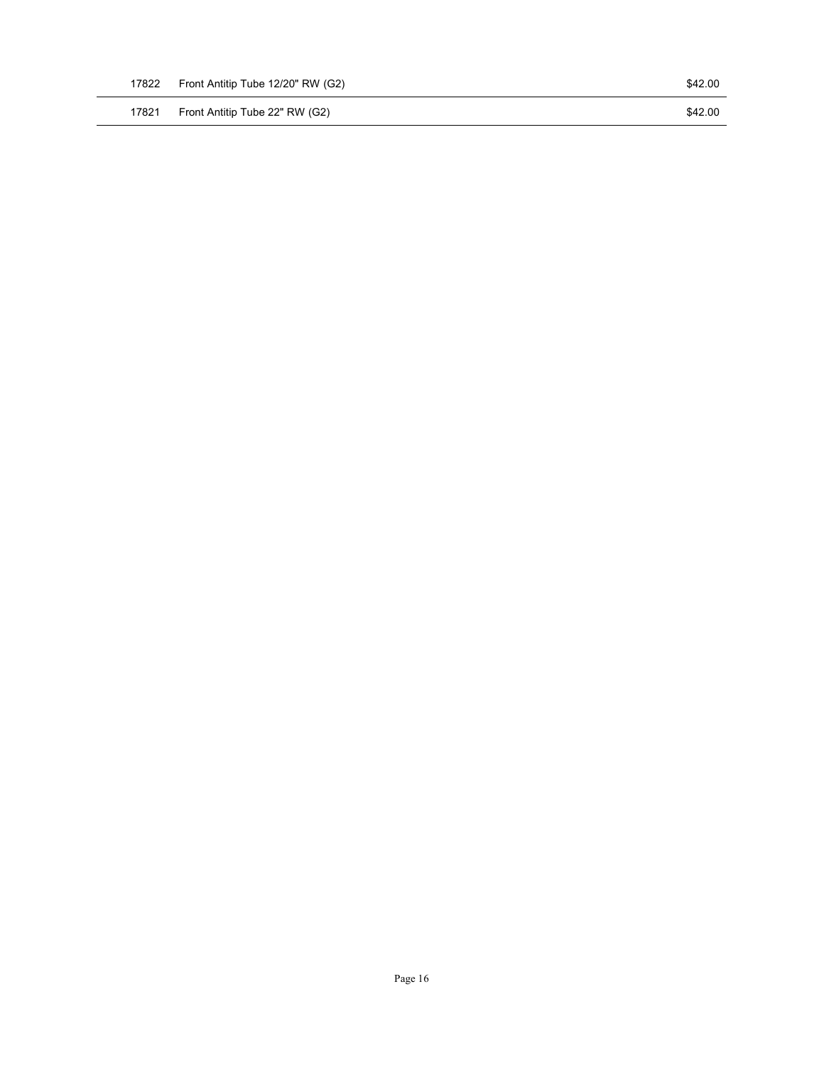| | | |
|---|---|---|
| 17822 | Front Antitip Tube 12/20" RW (G2) | $42.00 |
| 17821 | Front Antitip Tube 22" RW (G2) | $42.00 |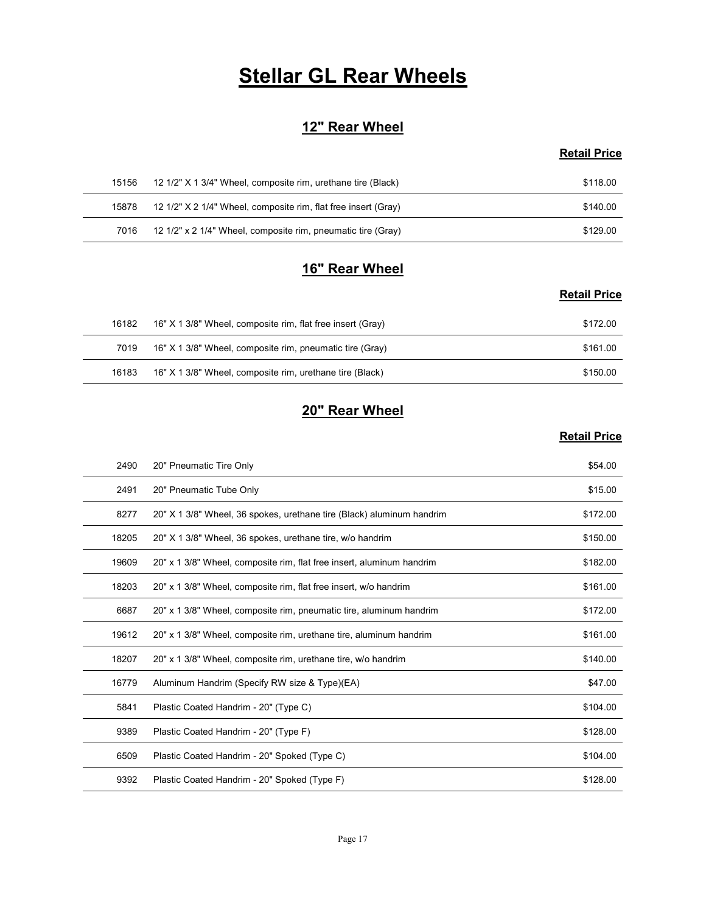# Stellar GL Rear Wheels

## 12" Rear Wheel

| | | Retail Price |
|---|---|---|
| 15156 | 12 1/2" X 1 3/4" Wheel, composite rim, urethane tire (Black) | $118.00 |
| 15878 | 12 1/2" X 2 1/4" Wheel, composite rim, flat free insert (Gray) | $140.00 |
| 7016 | 12 1/2" x 2 1/4" Wheel, composite rim, pneumatic tire (Gray) | $129.00 |

## 16" Rear Wheel

| | | Retail Price |
|---|---|---|
| 16182 | 16" X 1 3/8" Wheel, composite rim, flat free insert (Gray) | $172.00 |
| 7019 | 16" X 1 3/8" Wheel, composite rim, pneumatic tire (Gray) | $161.00 |
| 16183 | 16" X 1 3/8" Wheel, composite rim, urethane tire (Black) | $150.00 |

## 20" Rear Wheel

| | | Retail Price |
|---|---|---|
| 2490 | 20" Pneumatic Tire Only | $54.00 |
| 2491 | 20" Pneumatic Tube Only | $15.00 |
| 8277 | 20" X 1 3/8" Wheel, 36 spokes, urethane tire (Black) aluminum handrim | $172.00 |
| 18205 | 20" X 1 3/8" Wheel, 36 spokes, urethane tire, w/o handrim | $150.00 |
| 19609 | 20" x 1 3/8" Wheel, composite rim, flat free insert, aluminum handrim | $182.00 |
| 18203 | 20" x 1 3/8" Wheel, composite rim, flat free insert, w/o handrim | $161.00 |
| 6687 | 20" x 1 3/8" Wheel, composite rim, pneumatic tire, aluminum handrim | $172.00 |
| 19612 | 20" x 1 3/8" Wheel, composite rim, urethane tire, aluminum handrim | $161.00 |
| 18207 | 20" x 1 3/8" Wheel, composite rim, urethane tire, w/o handrim | $140.00 |
| 16779 | Aluminum Handrim (Specify RW size & Type)(EA) | $47.00 |
| 5841 | Plastic Coated Handrim - 20" (Type C) | $104.00 |
| 9389 | Plastic Coated Handrim - 20" (Type F) | $128.00 |
| 6509 | Plastic Coated Handrim - 20" Spoked (Type C) | $104.00 |
| 9392 | Plastic Coated Handrim - 20" Spoked (Type F) | $128.00 |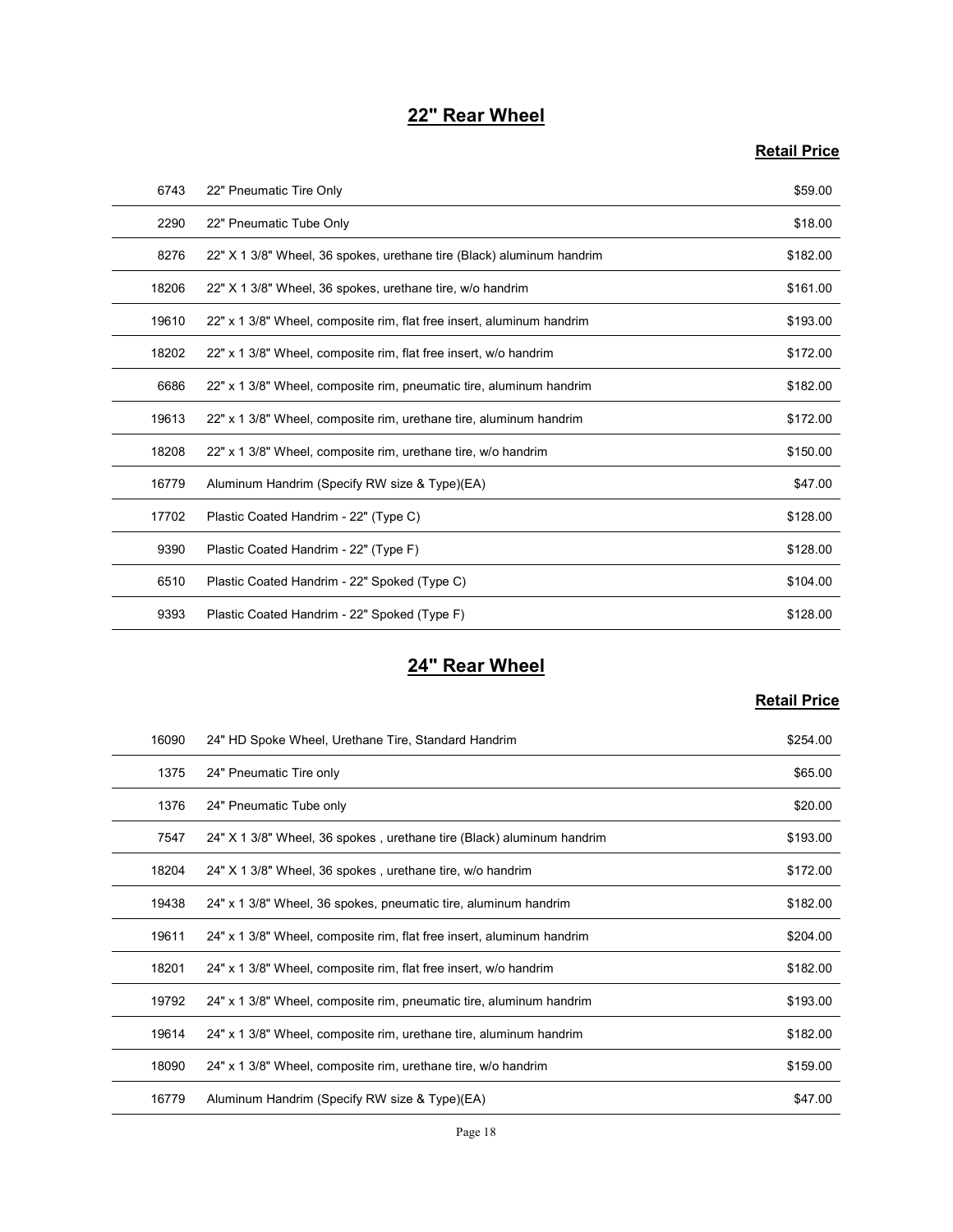## 22" Rear Wheel

| | | Retail Price |
|---|---|---|
| 6743 | 22" Pneumatic Tire Only | $59.00 |
| 2290 | 22" Pneumatic Tube Only | $18.00 |
| 8276 | 22" X 1 3/8" Wheel, 36 spokes, urethane tire (Black) aluminum handrim | $182.00 |
| 18206 | 22" X 1 3/8" Wheel, 36 spokes, urethane tire, w/o handrim | $161.00 |
| 19610 | 22" x 1 3/8" Wheel, composite rim, flat free insert, aluminum handrim | $193.00 |
| 18202 | 22" x 1 3/8" Wheel, composite rim, flat free insert, w/o handrim | $172.00 |
| 6686 | 22" x 1 3/8" Wheel, composite rim, pneumatic tire, aluminum handrim | $182.00 |
| 19613 | 22" x 1 3/8" Wheel, composite rim, urethane tire, aluminum handrim | $172.00 |
| 18208 | 22" x 1 3/8" Wheel, composite rim, urethane tire, w/o handrim | $150.00 |
| 16779 | Aluminum Handrim (Specify RW size & Type)(EA) | $47.00 |
| 17702 | Plastic Coated Handrim - 22" (Type C) | $128.00 |
| 9390 | Plastic Coated Handrim - 22" (Type F) | $128.00 |
| 6510 | Plastic Coated Handrim - 22" Spoked (Type C) | $104.00 |
| 9393 | Plastic Coated Handrim - 22" Spoked (Type F) | $128.00 |

## 24" Rear Wheel

| | | Retail Price |
|---|---|---|
| 16090 | 24" HD Spoke Wheel, Urethane Tire, Standard Handrim | $254.00 |
| 1375 | 24" Pneumatic Tire only | $65.00 |
| 1376 | 24" Pneumatic Tube only | $20.00 |
| 7547 | 24" X 1 3/8" Wheel, 36 spokes , urethane tire (Black) aluminum handrim | $193.00 |
| 18204 | 24" X 1 3/8" Wheel, 36 spokes , urethane tire, w/o handrim | $172.00 |
| 19438 | 24" x 1 3/8" Wheel, 36 spokes, pneumatic tire, aluminum handrim | $182.00 |
| 19611 | 24" x 1 3/8" Wheel, composite rim, flat free insert, aluminum handrim | $204.00 |
| 18201 | 24" x 1 3/8" Wheel, composite rim, flat free insert, w/o handrim | $182.00 |
| 19792 | 24" x 1 3/8" Wheel, composite rim, pneumatic tire, aluminum handrim | $193.00 |
| 19614 | 24" x 1 3/8" Wheel, composite rim, urethane tire, aluminum handrim | $182.00 |
| 18090 | 24" x 1 3/8" Wheel, composite rim, urethane tire, w/o handrim | $159.00 |
| 16779 | Aluminum Handrim (Specify RW size & Type)(EA) | $47.00 |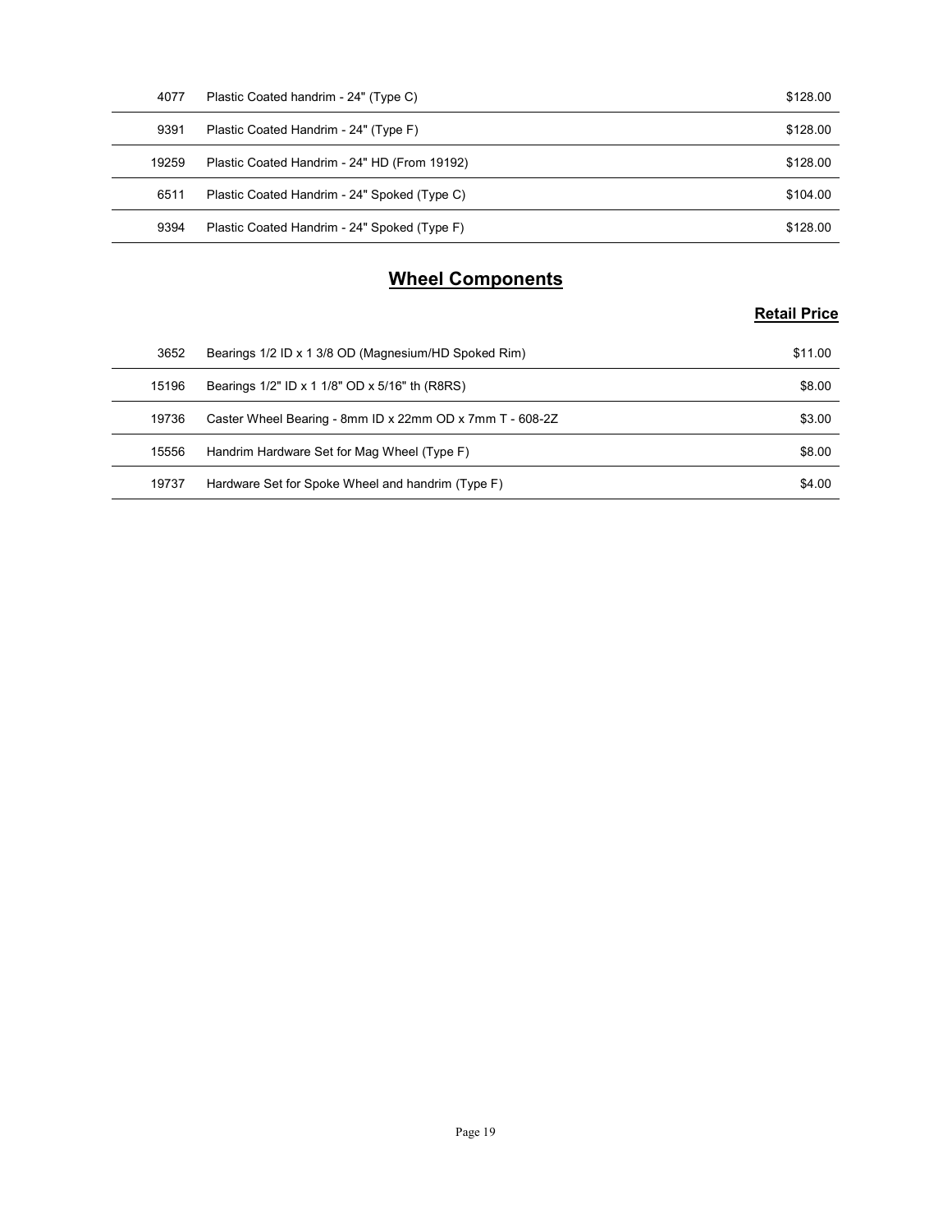| | | |
|---|---|---|
| 4077 | Plastic Coated handrim - 24" (Type C) | $128.00 |
| 9391 | Plastic Coated Handrim - 24" (Type F) | $128.00 |
| 19259 | Plastic Coated Handrim - 24" HD (From 19192) | $128.00 |
| 6511 | Plastic Coated Handrim - 24" Spoked (Type C) | $104.00 |
| 9394 | Plastic Coated Handrim - 24" Spoked (Type F) | $128.00 |

## Wheel Components

| | | Retail Price |
|---|---|---|
| 3652 | Bearings 1/2 ID x 1 3/8 OD (Magnesium/HD Spoked Rim) | $11.00 |
| 15196 | Bearings 1/2" ID x 1 1/8" OD x 5/16" th (R8RS) | $8.00 |
| 19736 | Caster Wheel Bearing - 8mm ID x 22mm OD x 7mm T - 608-2Z | $3.00 |
| 15556 | Handrim Hardware Set for Mag Wheel (Type F) | $8.00 |
| 19737 | Hardware Set for Spoke Wheel and handrim (Type F) | $4.00 |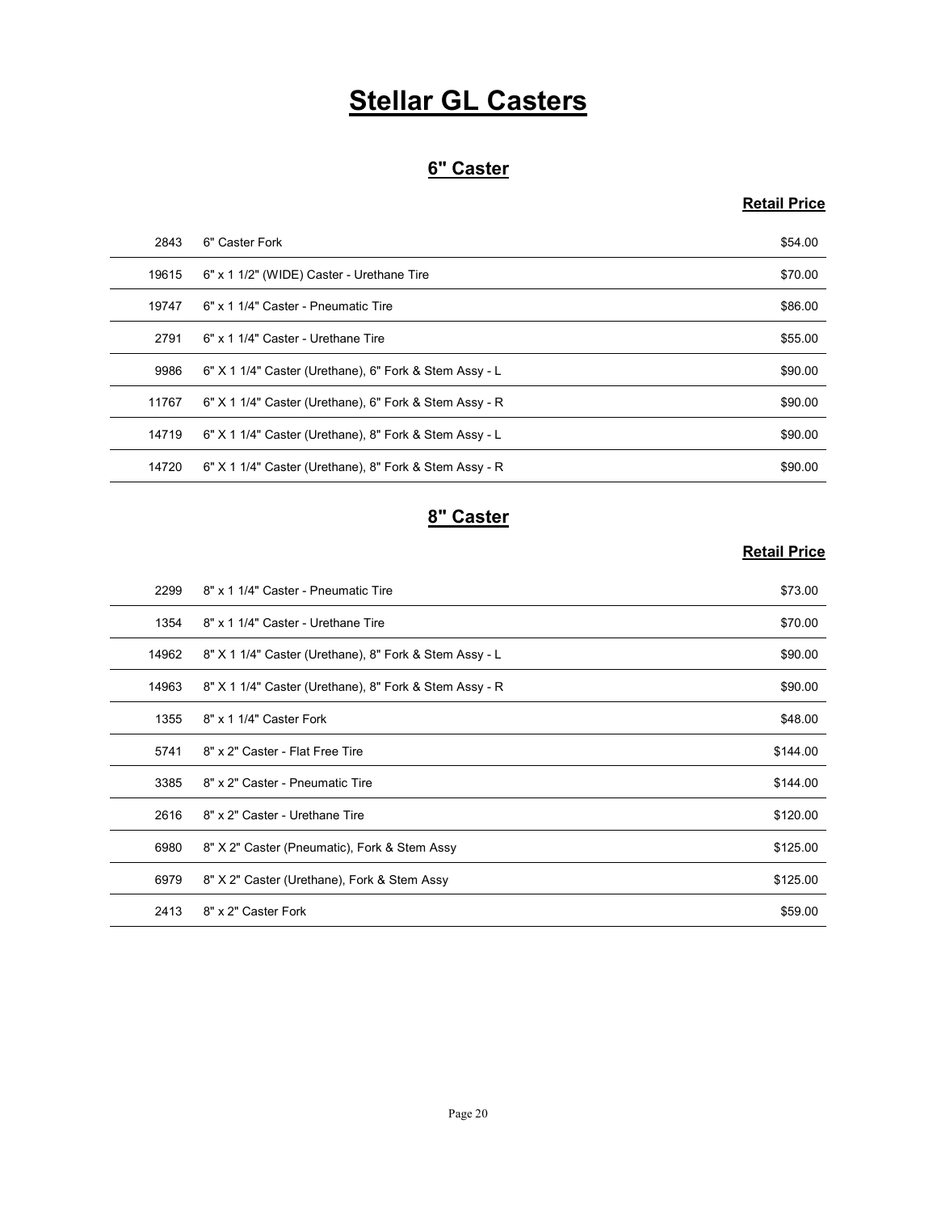# Stellar GL Casters

## 6" Caster

| | | Retail Price |
|---|---|---|
| 2843 | 6" Caster Fork | $54.00 |
| 19615 | 6" x 1 1/2" (WIDE) Caster - Urethane Tire | $70.00 |
| 19747 | 6" x 1 1/4" Caster - Pneumatic Tire | $86.00 |
| 2791 | 6" x 1 1/4" Caster - Urethane Tire | $55.00 |
| 9986 | 6" X 1 1/4" Caster (Urethane), 6" Fork & Stem Assy - L | $90.00 |
| 11767 | 6" X 1 1/4" Caster (Urethane), 6" Fork & Stem Assy - R | $90.00 |
| 14719 | 6" X 1 1/4" Caster (Urethane), 8" Fork & Stem Assy - L | $90.00 |
| 14720 | 6" X 1 1/4" Caster (Urethane), 8" Fork & Stem Assy - R | $90.00 |

## 8" Caster

| | | Retail Price |
|---|---|---|
| 2299 | 8" x 1 1/4" Caster - Pneumatic Tire | $73.00 |
| 1354 | 8" x 1 1/4" Caster - Urethane Tire | $70.00 |
| 14962 | 8" X 1 1/4" Caster (Urethane), 8" Fork & Stem Assy - L | $90.00 |
| 14963 | 8" X 1 1/4" Caster (Urethane), 8" Fork & Stem Assy - R | $90.00 |
| 1355 | 8" x 1 1/4" Caster Fork | $48.00 |
| 5741 | 8" x 2" Caster - Flat Free Tire | $144.00 |
| 3385 | 8" x 2" Caster - Pneumatic Tire | $144.00 |
| 2616 | 8" x 2" Caster - Urethane Tire | $120.00 |
| 6980 | 8" X 2" Caster (Pneumatic), Fork & Stem Assy | $125.00 |
| 6979 | 8" X 2" Caster (Urethane), Fork & Stem Assy | $125.00 |
| 2413 | 8" x 2" Caster Fork | $59.00 |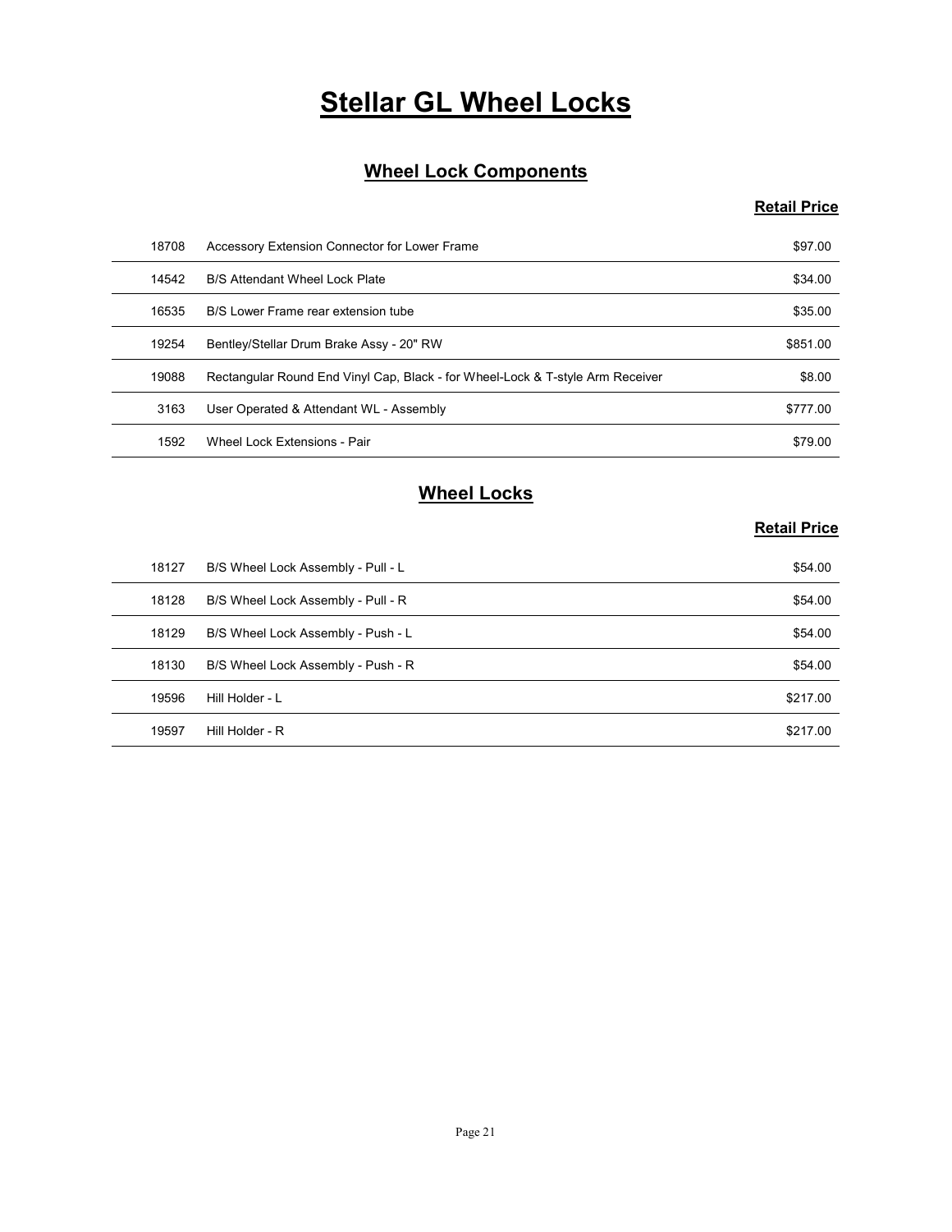# Stellar GL Wheel Locks

## Wheel Lock Components

| | | Retail Price |
|---|---|---|
| 18708 | Accessory Extension Connector for Lower Frame | $97.00 |
| 14542 | B/S Attendant Wheel Lock Plate | $34.00 |
| 16535 | B/S Lower Frame rear extension tube | $35.00 |
| 19254 | Bentley/Stellar Drum Brake Assy - 20" RW | $851.00 |
| 19088 | Rectangular Round End Vinyl Cap, Black - for Wheel-Lock & T-style Arm Receiver | $8.00 |
| 3163 | User Operated & Attendant WL - Assembly | $777.00 |
| 1592 | Wheel Lock Extensions - Pair | $79.00 |

## Wheel Locks

| | | Retail Price |
|---|---|---|
| 18127 | B/S Wheel Lock Assembly - Pull - L | $54.00 |
| 18128 | B/S Wheel Lock Assembly - Pull - R | $54.00 |
| 18129 | B/S Wheel Lock Assembly - Push - L | $54.00 |
| 18130 | B/S Wheel Lock Assembly - Push - R | $54.00 |
| 19596 | Hill Holder - L | $217.00 |
| 19597 | Hill Holder - R | $217.00 |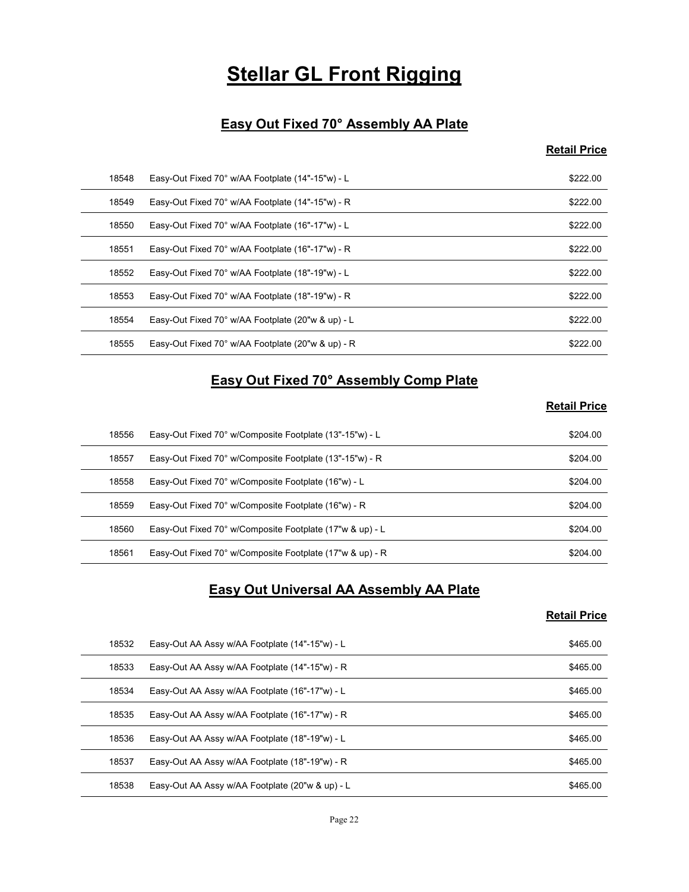# Stellar GL Front Rigging

## Easy Out Fixed 70° Assembly AA Plate

| | | Retail Price |
|---|---|---|
| 18548 | Easy-Out Fixed 70° w/AA Footplate (14"-15"w) - L | $222.00 |
| 18549 | Easy-Out Fixed 70° w/AA Footplate (14"-15"w) - R | $222.00 |
| 18550 | Easy-Out Fixed 70° w/AA Footplate (16"-17"w) - L | $222.00 |
| 18551 | Easy-Out Fixed 70° w/AA Footplate (16"-17"w) - R | $222.00 |
| 18552 | Easy-Out Fixed 70° w/AA Footplate (18"-19"w) - L | $222.00 |
| 18553 | Easy-Out Fixed 70° w/AA Footplate (18"-19"w) - R | $222.00 |
| 18554 | Easy-Out Fixed 70° w/AA Footplate (20"w & up) - L | $222.00 |
| 18555 | Easy-Out Fixed 70° w/AA Footplate (20"w & up) - R | $222.00 |

## Easy Out Fixed 70° Assembly Comp Plate

| | | Retail Price |
|---|---|---|
| 18556 | Easy-Out Fixed 70° w/Composite Footplate (13"-15"w) - L | $204.00 |
| 18557 | Easy-Out Fixed 70° w/Composite Footplate (13"-15"w) - R | $204.00 |
| 18558 | Easy-Out Fixed 70° w/Composite Footplate (16"w) - L | $204.00 |
| 18559 | Easy-Out Fixed 70° w/Composite Footplate (16"w) - R | $204.00 |
| 18560 | Easy-Out Fixed 70° w/Composite Footplate (17"w & up) - L | $204.00 |
| 18561 | Easy-Out Fixed 70° w/Composite Footplate (17"w & up) - R | $204.00 |

## Easy Out Universal AA Assembly AA Plate

| | | Retail Price |
|---|---|---|
| 18532 | Easy-Out AA Assy w/AA Footplate (14"-15"w) - L | $465.00 |
| 18533 | Easy-Out AA Assy w/AA Footplate (14"-15"w) - R | $465.00 |
| 18534 | Easy-Out AA Assy w/AA Footplate (16"-17"w) - L | $465.00 |
| 18535 | Easy-Out AA Assy w/AA Footplate (16"-17"w) - R | $465.00 |
| 18536 | Easy-Out AA Assy w/AA Footplate (18"-19"w) - L | $465.00 |
| 18537 | Easy-Out AA Assy w/AA Footplate (18"-19"w) - R | $465.00 |
| 18538 | Easy-Out AA Assy w/AA Footplate (20"w & up) - L | $465.00 |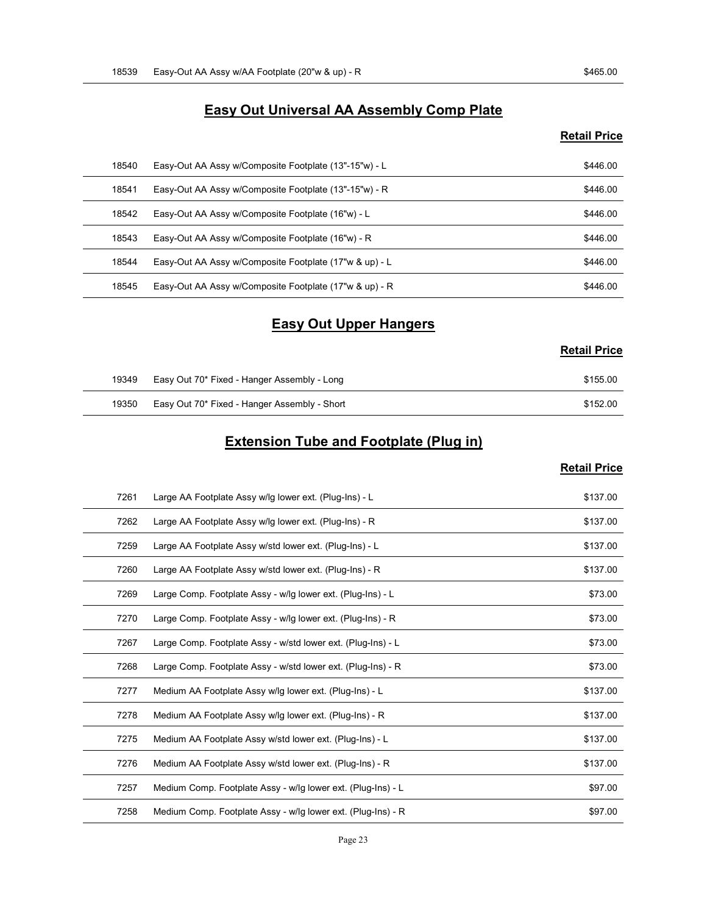| | | |
|---|---|---|
| 18539 | Easy-Out AA Assy w/AA Footplate (20"w & up) - R | $465.00 |

## Easy Out Universal AA Assembly Comp Plate

| | | Retail Price |
|---|---|---|
| 18540 | Easy-Out AA Assy w/Composite Footplate (13"-15"w) - L | $446.00 |
| 18541 | Easy-Out AA Assy w/Composite Footplate (13"-15"w) - R | $446.00 |
| 18542 | Easy-Out AA Assy w/Composite Footplate (16"w) - L | $446.00 |
| 18543 | Easy-Out AA Assy w/Composite Footplate (16"w) - R | $446.00 |
| 18544 | Easy-Out AA Assy w/Composite Footplate (17"w & up) - L | $446.00 |
| 18545 | Easy-Out AA Assy w/Composite Footplate (17"w & up) - R | $446.00 |

## Easy Out Upper Hangers

| | | Retail Price |
|---|---|---|
| 19349 | Easy Out 70* Fixed - Hanger Assembly - Long | $155.00 |
| 19350 | Easy Out 70* Fixed - Hanger Assembly - Short | $152.00 |

## Extension Tube and Footplate (Plug in)

| | | Retail Price |
|---|---|---|
| 7261 | Large AA Footplate Assy w/lg lower ext. (Plug-Ins) - L | $137.00 |
| 7262 | Large AA Footplate Assy w/lg lower ext. (Plug-Ins) - R | $137.00 |
| 7259 | Large AA Footplate Assy w/std lower ext. (Plug-Ins) - L | $137.00 |
| 7260 | Large AA Footplate Assy w/std lower ext. (Plug-Ins) - R | $137.00 |
| 7269 | Large Comp. Footplate Assy - w/lg lower ext. (Plug-Ins) - L | $73.00 |
| 7270 | Large Comp. Footplate Assy - w/lg lower ext. (Plug-Ins) - R | $73.00 |
| 7267 | Large Comp. Footplate Assy - w/std lower ext. (Plug-Ins) - L | $73.00 |
| 7268 | Large Comp. Footplate Assy - w/std lower ext. (Plug-Ins) - R | $73.00 |
| 7277 | Medium AA Footplate Assy w/lg lower ext. (Plug-Ins) - L | $137.00 |
| 7278 | Medium AA Footplate Assy w/lg lower ext. (Plug-Ins) - R | $137.00 |
| 7275 | Medium AA Footplate Assy w/std lower ext. (Plug-Ins) - L | $137.00 |
| 7276 | Medium AA Footplate Assy w/std lower ext. (Plug-Ins) - R | $137.00 |
| 7257 | Medium Comp. Footplate Assy - w/lg lower ext. (Plug-Ins) - L | $97.00 |
| 7258 | Medium Comp. Footplate Assy - w/lg lower ext. (Plug-Ins) - R | $97.00 |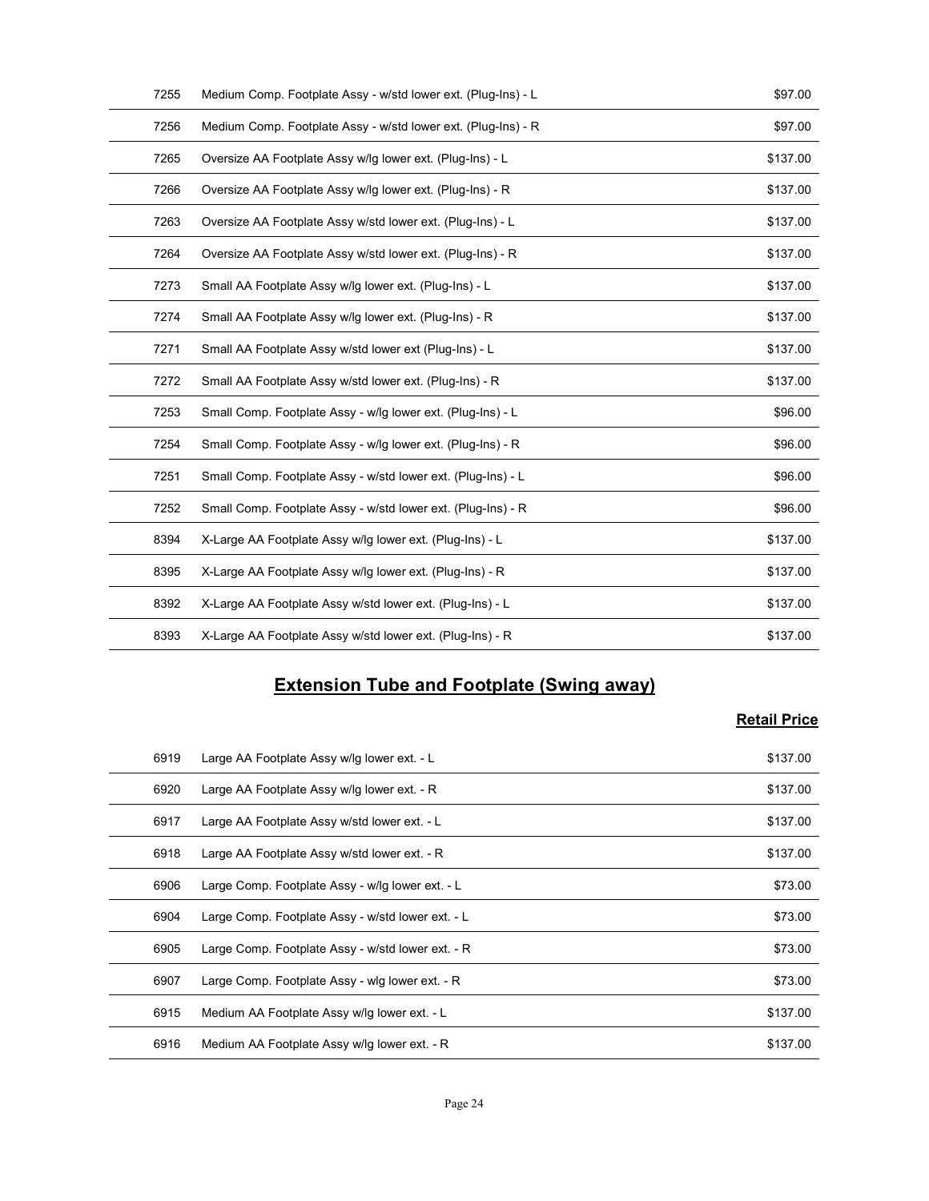| | | |
|---|---|---|
| 7255 | Medium Comp. Footplate Assy - w/std lower ext. (Plug-Ins) - L | $97.00 |
| 7256 | Medium Comp. Footplate Assy - w/std lower ext. (Plug-Ins) - R | $97.00 |
| 7265 | Oversize AA Footplate Assy w/lg lower ext. (Plug-Ins) - L | $137.00 |
| 7266 | Oversize AA Footplate Assy w/lg lower ext. (Plug-Ins) - R | $137.00 |
| 7263 | Oversize AA Footplate Assy w/std lower ext. (Plug-Ins) - L | $137.00 |
| 7264 | Oversize AA Footplate Assy w/std lower ext. (Plug-Ins) - R | $137.00 |
| 7273 | Small AA Footplate Assy w/lg lower ext. (Plug-Ins) - L | $137.00 |
| 7274 | Small AA Footplate Assy w/lg lower ext. (Plug-Ins) - R | $137.00 |
| 7271 | Small AA Footplate Assy w/std lower ext (Plug-Ins) - L | $137.00 |
| 7272 | Small AA Footplate Assy w/std lower ext. (Plug-Ins) - R | $137.00 |
| 7253 | Small Comp. Footplate Assy - w/lg lower ext. (Plug-Ins) - L | $96.00 |
| 7254 | Small Comp. Footplate Assy - w/lg lower ext. (Plug-Ins) - R | $96.00 |
| 7251 | Small Comp. Footplate Assy - w/std lower ext. (Plug-Ins) - L | $96.00 |
| 7252 | Small Comp. Footplate Assy - w/std lower ext. (Plug-Ins) - R | $96.00 |
| 8394 | X-Large AA Footplate Assy w/lg lower ext. (Plug-Ins) - L | $137.00 |
| 8395 | X-Large AA Footplate Assy w/lg lower ext. (Plug-Ins) - R | $137.00 |
| 8392 | X-Large AA Footplate Assy w/std lower ext. (Plug-Ins) - L | $137.00 |
| 8393 | X-Large AA Footplate Assy w/std lower ext. (Plug-Ins) - R | $137.00 |

## Extension Tube and Footplate (Swing away)

| | | Retail Price |
|---|---|---|
| 6919 | Large AA Footplate Assy w/lg lower ext. - L | $137.00 |
| 6920 | Large AA Footplate Assy w/lg lower ext. - R | $137.00 |
| 6917 | Large AA Footplate Assy w/std lower ext. - L | $137.00 |
| 6918 | Large AA Footplate Assy w/std lower ext. - R | $137.00 |
| 6906 | Large Comp. Footplate Assy - w/lg lower ext. - L | $73.00 |
| 6904 | Large Comp. Footplate Assy - w/std lower ext. - L | $73.00 |
| 6905 | Large Comp. Footplate Assy - w/std lower ext. - R | $73.00 |
| 6907 | Large Comp. Footplate Assy - wlg lower ext. - R | $73.00 |
| 6915 | Medium AA Footplate Assy w/lg lower ext. - L | $137.00 |
| 6916 | Medium AA Footplate Assy w/lg lower ext. - R | $137.00 |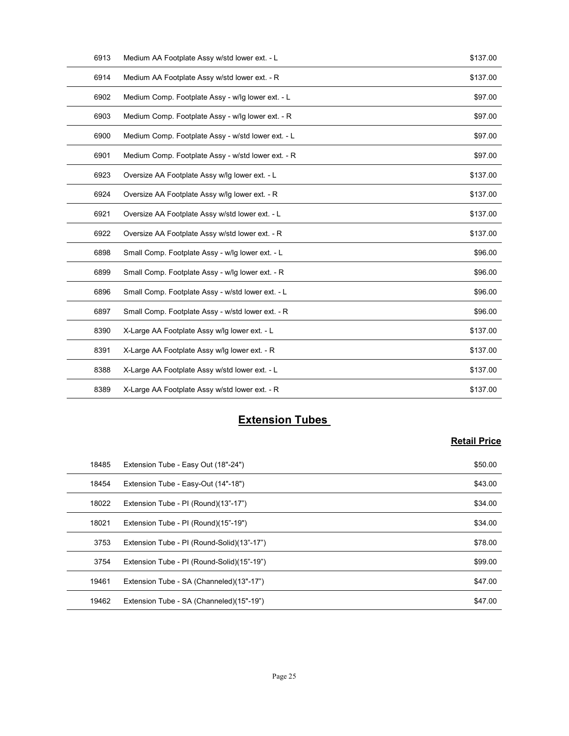| | | |
|---|---|---|
| 6913 | Medium AA Footplate Assy w/std lower ext. - L | $137.00 |
| 6914 | Medium AA Footplate Assy w/std lower ext. - R | $137.00 |
| 6902 | Medium Comp. Footplate Assy - w/lg lower ext. - L | $97.00 |
| 6903 | Medium Comp. Footplate Assy - w/lg lower ext. - R | $97.00 |
| 6900 | Medium Comp. Footplate Assy - w/std lower ext. - L | $97.00 |
| 6901 | Medium Comp. Footplate Assy - w/std lower ext. - R | $97.00 |
| 6923 | Oversize AA Footplate Assy w/lg lower ext. - L | $137.00 |
| 6924 | Oversize AA Footplate Assy w/lg lower ext. - R | $137.00 |
| 6921 | Oversize AA Footplate Assy w/std lower ext. - L | $137.00 |
| 6922 | Oversize AA Footplate Assy w/std lower ext. - R | $137.00 |
| 6898 | Small Comp. Footplate Assy - w/lg lower ext. - L | $96.00 |
| 6899 | Small Comp. Footplate Assy - w/lg lower ext. - R | $96.00 |
| 6896 | Small Comp. Footplate Assy - w/std lower ext. - L | $96.00 |
| 6897 | Small Comp. Footplate Assy - w/std lower ext. - R | $96.00 |
| 8390 | X-Large AA Footplate Assy w/lg lower ext. - L | $137.00 |
| 8391 | X-Large AA Footplate Assy w/lg lower ext. - R | $137.00 |
| 8388 | X-Large AA Footplate Assy w/std lower ext. - L | $137.00 |
| 8389 | X-Large AA Footplate Assy w/std lower ext. - R | $137.00 |

## Extension Tubes

| | | Retail Price |
|---|---|---|
| 18485 | Extension Tube - Easy Out (18"-24") | $50.00 |
| 18454 | Extension Tube - Easy-Out (14"-18") | $43.00 |
| 18022 | Extension Tube - PI (Round)(13"-17") | $34.00 |
| 18021 | Extension Tube - PI (Round)(15"-19") | $34.00 |
| 3753 | Extension Tube - PI (Round-Solid)(13"-17") | $78.00 |
| 3754 | Extension Tube - PI (Round-Solid)(15"-19") | $99.00 |
| 19461 | Extension Tube - SA (Channeled)(13"-17") | $47.00 |
| 19462 | Extension Tube - SA (Channeled)(15"-19") | $47.00 |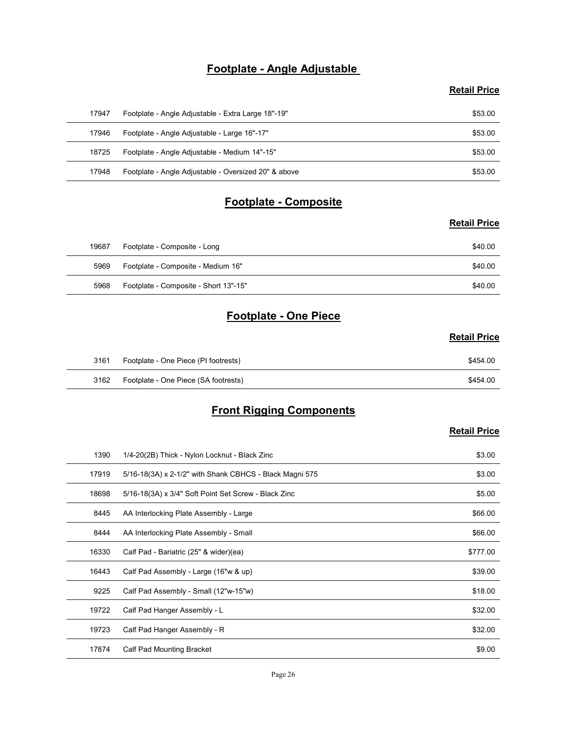## Footplate - Angle Adjustable

| | | Retail Price |
|---|---|---|
| 17947 | Footplate - Angle Adjustable - Extra Large 18"-19" | $53.00 |
| 17946 | Footplate - Angle Adjustable - Large 16"-17" | $53.00 |
| 18725 | Footplate - Angle Adjustable - Medium 14"-15" | $53.00 |
| 17948 | Footplate - Angle Adjustable - Oversized 20" & above | $53.00 |

## Footplate - Composite

| | | Retail Price |
|---|---|---|
| 19687 | Footplate - Composite - Long | $40.00 |
| 5969 | Footplate - Composite - Medium 16" | $40.00 |
| 5968 | Footplate - Composite - Short 13"-15" | $40.00 |

## Footplate - One Piece

| | | Retail Price |
|---|---|---|
| 3161 | Footplate - One Piece (PI footrests) | $454.00 |
| 3162 | Footplate - One Piece (SA footrests) | $454.00 |

## Front Rigging Components

| | | Retail Price |
|---|---|---|
| 1390 | 1/4-20(2B) Thick - Nylon Locknut - Black Zinc | $3.00 |
| 17919 | 5/16-18(3A) x 2-1/2" with Shank CBHCS - Black Magni 575 | $3.00 |
| 18698 | 5/16-18(3A) x 3/4" Soft Point Set Screw - Black Zinc | $5.00 |
| 8445 | AA Interlocking Plate Assembly - Large | $66.00 |
| 8444 | AA Interlocking Plate Assembly - Small | $66.00 |
| 16330 | Calf Pad - Bariatric (25" & wider)(ea) | $777.00 |
| 16443 | Calf Pad Assembly - Large (16"w & up) | $39.00 |
| 9225 | Calf Pad Assembly - Small (12"w-15"w) | $18.00 |
| 19722 | Calf Pad Hanger Assembly - L | $32.00 |
| 19723 | Calf Pad Hanger Assembly - R | $32.00 |
| 17874 | Calf Pad Mounting Bracket | $9.00 |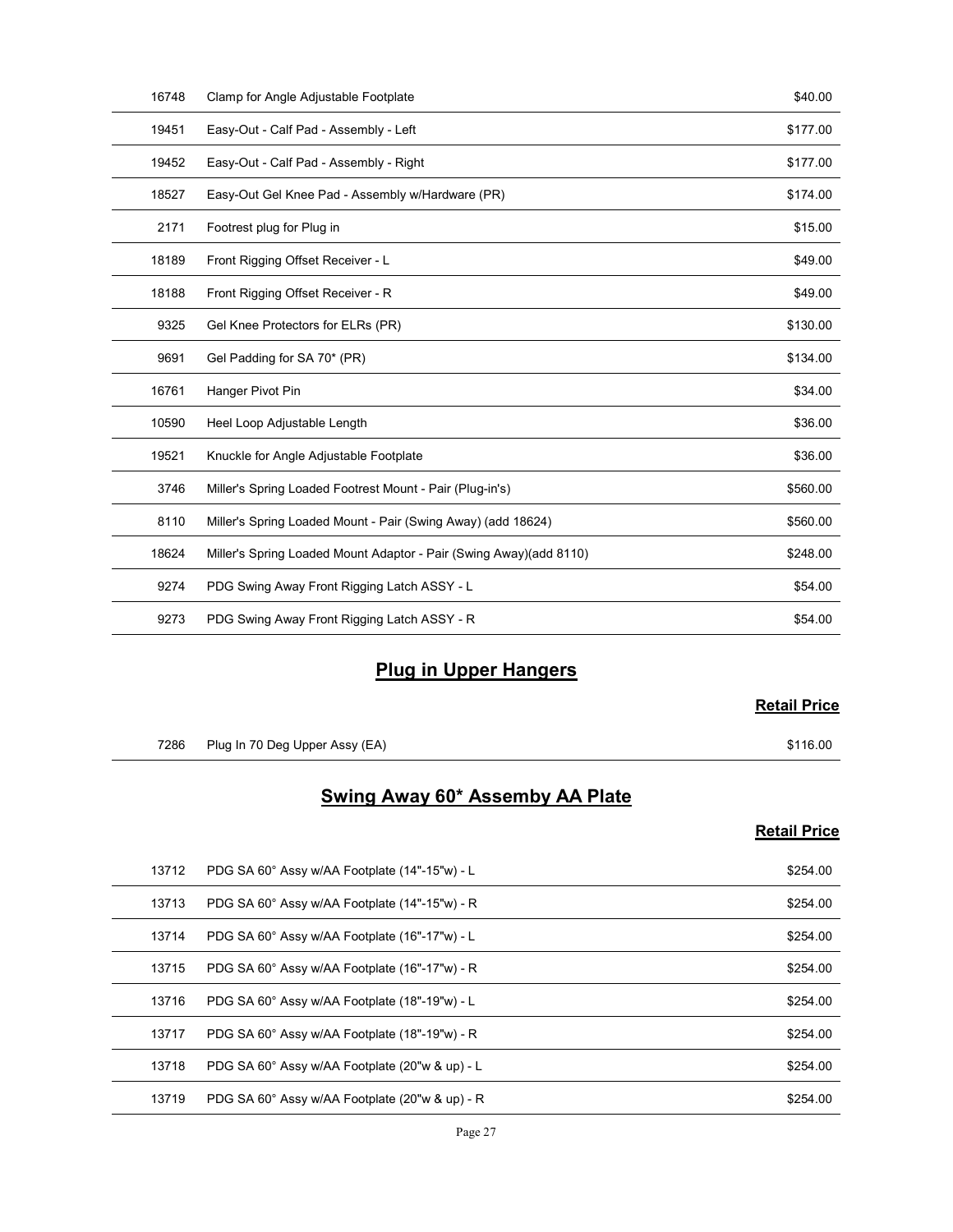| | | |
|---|---|---|
| 16748 | Clamp for Angle Adjustable Footplate | $40.00 |
| 19451 | Easy-Out - Calf Pad - Assembly - Left | $177.00 |
| 19452 | Easy-Out - Calf Pad - Assembly - Right | $177.00 |
| 18527 | Easy-Out Gel Knee Pad - Assembly w/Hardware (PR) | $174.00 |
| 2171 | Footrest plug for Plug in | $15.00 |
| 18189 | Front Rigging Offset Receiver - L | $49.00 |
| 18188 | Front Rigging Offset Receiver - R | $49.00 |
| 9325 | Gel Knee Protectors for ELRs (PR) | $130.00 |
| 9691 | Gel Padding for SA 70* (PR) | $134.00 |
| 16761 | Hanger Pivot Pin | $34.00 |
| 10590 | Heel Loop Adjustable Length | $36.00 |
| 19521 | Knuckle for Angle Adjustable Footplate | $36.00 |
| 3746 | Miller's Spring Loaded Footrest Mount - Pair (Plug-in's) | $560.00 |
| 8110 | Miller's Spring Loaded Mount - Pair (Swing Away) (add 18624) | $560.00 |
| 18624 | Miller's Spring Loaded Mount Adaptor - Pair (Swing Away)(add 8110) | $248.00 |
| 9274 | PDG Swing Away Front Rigging Latch ASSY - L | $54.00 |
| 9273 | PDG Swing Away Front Rigging Latch ASSY - R | $54.00 |

## Plug in Upper Hangers

| | | Retail Price |
|---|---|---|
| 7286 | Plug In 70 Deg Upper Assy (EA) | $116.00 |

## Swing Away 60* Assemby AA Plate

| | | Retail Price |
|---|---|---|
| 13712 | PDG SA 60° Assy w/AA Footplate (14"-15"w) - L | $254.00 |
| 13713 | PDG SA 60° Assy w/AA Footplate (14"-15"w) - R | $254.00 |
| 13714 | PDG SA 60° Assy w/AA Footplate (16"-17"w) - L | $254.00 |
| 13715 | PDG SA 60° Assy w/AA Footplate (16"-17"w) - R | $254.00 |
| 13716 | PDG SA 60° Assy w/AA Footplate (18"-19"w) - L | $254.00 |
| 13717 | PDG SA 60° Assy w/AA Footplate (18"-19"w) - R | $254.00 |
| 13718 | PDG SA 60° Assy w/AA Footplate (20"w & up) - L | $254.00 |
| 13719 | PDG SA 60° Assy w/AA Footplate (20"w & up) - R | $254.00 |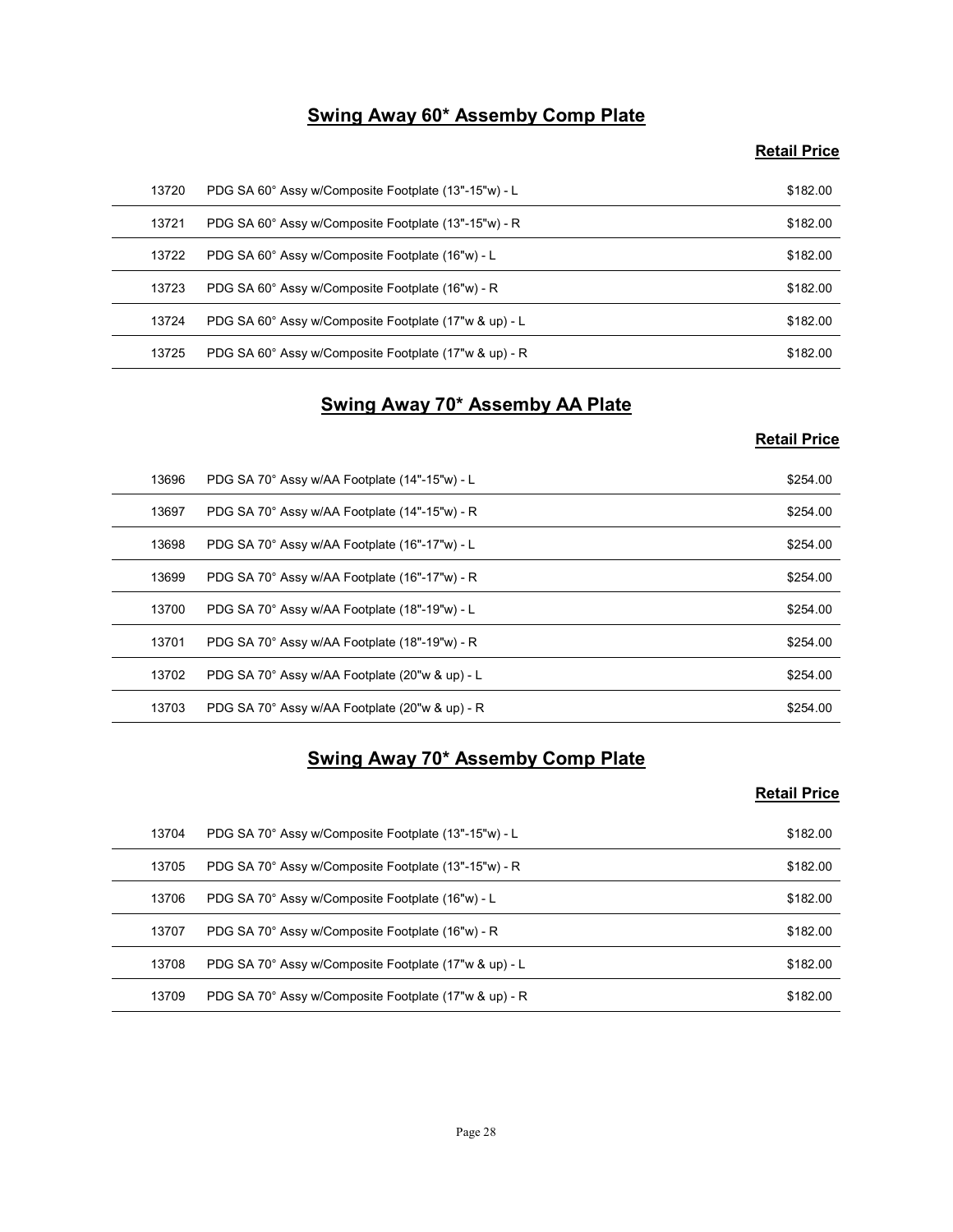## Swing Away 60* Assemby Comp Plate

| | | Retail Price |
|---|---|---|
| 13720 | PDG SA 60° Assy w/Composite Footplate (13"-15"w) - L | $182.00 |
| 13721 | PDG SA 60° Assy w/Composite Footplate (13"-15"w) - R | $182.00 |
| 13722 | PDG SA 60° Assy w/Composite Footplate (16"w) - L | $182.00 |
| 13723 | PDG SA 60° Assy w/Composite Footplate (16"w) - R | $182.00 |
| 13724 | PDG SA 60° Assy w/Composite Footplate (17"w & up) - L | $182.00 |
| 13725 | PDG SA 60° Assy w/Composite Footplate (17"w & up) - R | $182.00 |

## Swing Away 70* Assemby AA Plate

| | | Retail Price |
|---|---|---|
| 13696 | PDG SA 70° Assy w/AA Footplate (14"-15"w) - L | $254.00 |
| 13697 | PDG SA 70° Assy w/AA Footplate (14"-15"w) - R | $254.00 |
| 13698 | PDG SA 70° Assy w/AA Footplate (16"-17"w) - L | $254.00 |
| 13699 | PDG SA 70° Assy w/AA Footplate (16"-17"w) - R | $254.00 |
| 13700 | PDG SA 70° Assy w/AA Footplate (18"-19"w) - L | $254.00 |
| 13701 | PDG SA 70° Assy w/AA Footplate (18"-19"w) - R | $254.00 |
| 13702 | PDG SA 70° Assy w/AA Footplate (20"w & up) - L | $254.00 |
| 13703 | PDG SA 70° Assy w/AA Footplate (20"w & up) - R | $254.00 |

## Swing Away 70* Assemby Comp Plate

| | | Retail Price |
|---|---|---|
| 13704 | PDG SA 70° Assy w/Composite Footplate (13"-15"w) - L | $182.00 |
| 13705 | PDG SA 70° Assy w/Composite Footplate (13"-15"w) - R | $182.00 |
| 13706 | PDG SA 70° Assy w/Composite Footplate (16"w) - L | $182.00 |
| 13707 | PDG SA 70° Assy w/Composite Footplate (16"w) - R | $182.00 |
| 13708 | PDG SA 70° Assy w/Composite Footplate (17"w & up) - L | $182.00 |
| 13709 | PDG SA 70° Assy w/Composite Footplate (17"w & up) - R | $182.00 |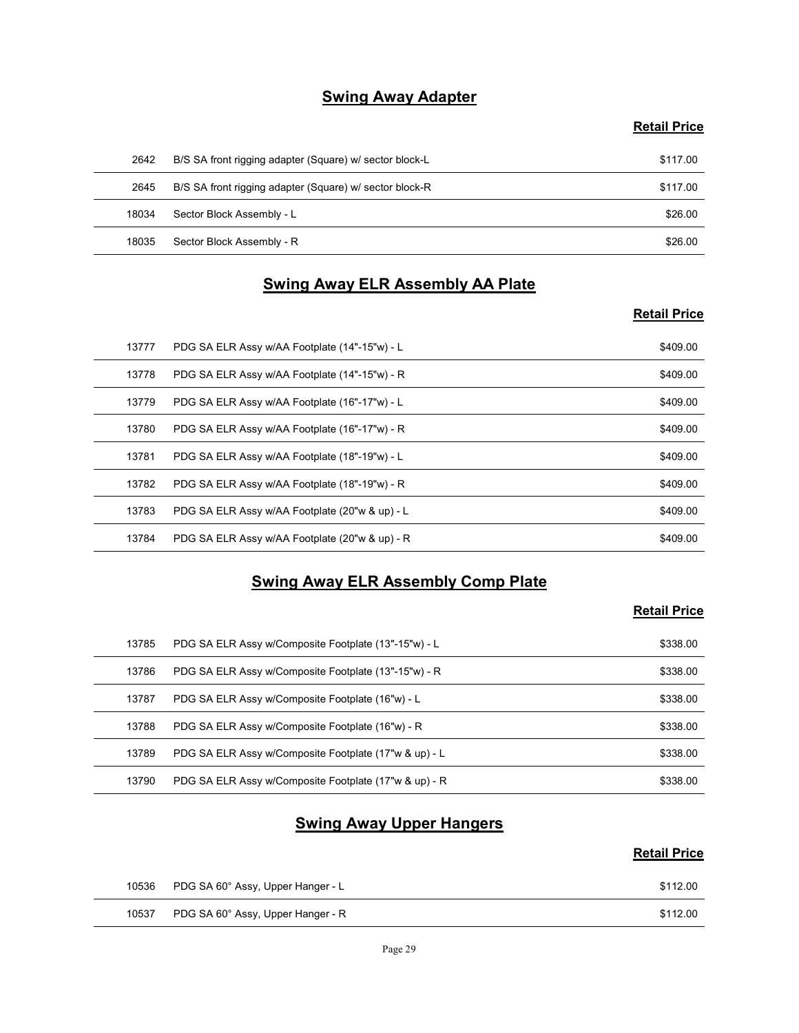## Swing Away Adapter

| | | Retail Price |
|---|---|---|
| 2642 | B/S SA front rigging adapter (Square) w/ sector block-L | $117.00 |
| 2645 | B/S SA front rigging adapter (Square) w/ sector block-R | $117.00 |
| 18034 | Sector Block Assembly - L | $26.00 |
| 18035 | Sector Block Assembly - R | $26.00 |

## Swing Away ELR Assembly AA Plate

| | | Retail Price |
|---|---|---|
| 13777 | PDG SA ELR Assy w/AA Footplate (14"-15"w) - L | $409.00 |
| 13778 | PDG SA ELR Assy w/AA Footplate (14"-15"w) - R | $409.00 |
| 13779 | PDG SA ELR Assy w/AA Footplate (16"-17"w) - L | $409.00 |
| 13780 | PDG SA ELR Assy w/AA Footplate (16"-17"w) - R | $409.00 |
| 13781 | PDG SA ELR Assy w/AA Footplate (18"-19"w) - L | $409.00 |
| 13782 | PDG SA ELR Assy w/AA Footplate (18"-19"w) - R | $409.00 |
| 13783 | PDG SA ELR Assy w/AA Footplate (20"w & up) - L | $409.00 |
| 13784 | PDG SA ELR Assy w/AA Footplate (20"w & up) - R | $409.00 |

## Swing Away ELR Assembly Comp Plate

| | | Retail Price |
|---|---|---|
| 13785 | PDG SA ELR Assy w/Composite Footplate (13"-15"w) - L | $338.00 |
| 13786 | PDG SA ELR Assy w/Composite Footplate (13"-15"w) - R | $338.00 |
| 13787 | PDG SA ELR Assy w/Composite Footplate (16"w) - L | $338.00 |
| 13788 | PDG SA ELR Assy w/Composite Footplate (16"w) - R | $338.00 |
| 13789 | PDG SA ELR Assy w/Composite Footplate (17"w & up) - L | $338.00 |
| 13790 | PDG SA ELR Assy w/Composite Footplate (17"w & up) - R | $338.00 |

## Swing Away Upper Hangers

| | | Retail Price |
|---|---|---|
| 10536 | PDG SA 60° Assy, Upper Hanger - L | $112.00 |
| 10537 | PDG SA 60° Assy, Upper Hanger - R | $112.00 |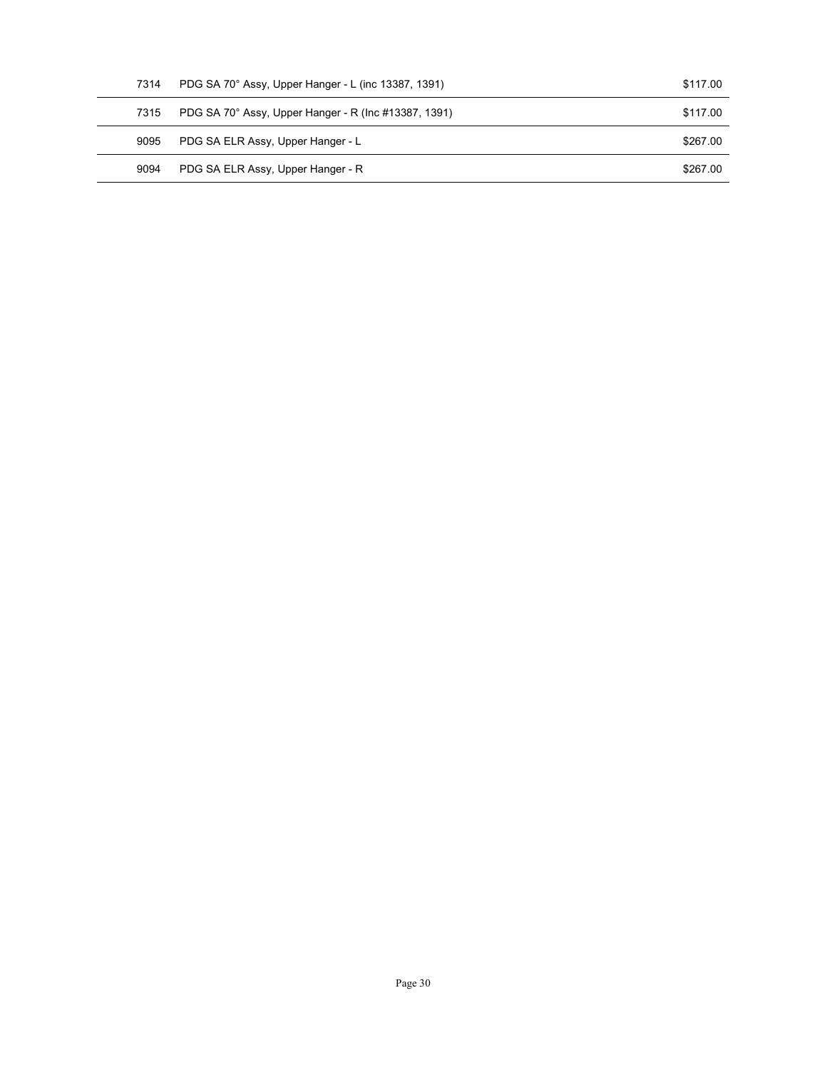| | | |
|---|---|---|
| 7314 | PDG SA 70° Assy, Upper Hanger - L (inc 13387, 1391) | $117.00 |
| 7315 | PDG SA 70° Assy, Upper Hanger - R (Inc #13387, 1391) | $117.00 |
| 9095 | PDG SA ELR Assy, Upper Hanger - L | $267.00 |
| 9094 | PDG SA ELR Assy, Upper Hanger - R | $267.00 |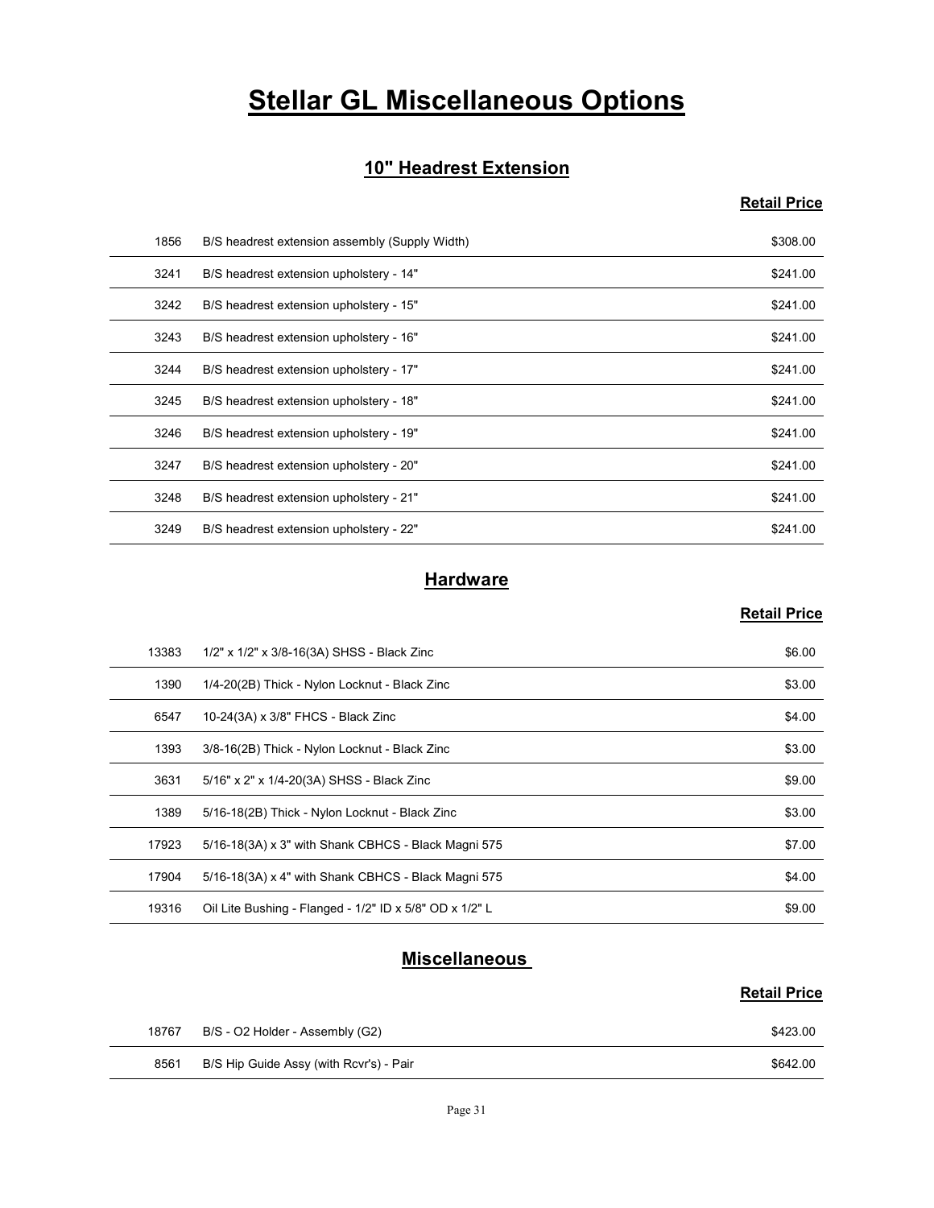# Stellar GL Miscellaneous Options

## 10" Headrest Extension

| | | Retail Price |
|---|---|---|
| 1856 | B/S headrest extension assembly (Supply Width) | $308.00 |
| 3241 | B/S headrest extension upholstery - 14" | $241.00 |
| 3242 | B/S headrest extension upholstery - 15" | $241.00 |
| 3243 | B/S headrest extension upholstery - 16" | $241.00 |
| 3244 | B/S headrest extension upholstery - 17" | $241.00 |
| 3245 | B/S headrest extension upholstery - 18" | $241.00 |
| 3246 | B/S headrest extension upholstery - 19" | $241.00 |
| 3247 | B/S headrest extension upholstery - 20" | $241.00 |
| 3248 | B/S headrest extension upholstery - 21" | $241.00 |
| 3249 | B/S headrest extension upholstery - 22" | $241.00 |

## Hardware

| | | Retail Price |
|---|---|---|
| 13383 | 1/2" x 1/2" x 3/8-16(3A) SHSS - Black Zinc | $6.00 |
| 1390 | 1/4-20(2B) Thick - Nylon Locknut - Black Zinc | $3.00 |
| 6547 | 10-24(3A) x 3/8" FHCS - Black Zinc | $4.00 |
| 1393 | 3/8-16(2B) Thick - Nylon Locknut - Black Zinc | $3.00 |
| 3631 | 5/16" x 2" x 1/4-20(3A) SHSS - Black Zinc | $9.00 |
| 1389 | 5/16-18(2B) Thick - Nylon Locknut - Black Zinc | $3.00 |
| 17923 | 5/16-18(3A) x 3" with Shank CBHCS - Black Magni 575 | $7.00 |
| 17904 | 5/16-18(3A) x 4" with Shank CBHCS - Black Magni 575 | $4.00 |
| 19316 | Oil Lite Bushing - Flanged - 1/2" ID x 5/8" OD x 1/2" L | $9.00 |

## Miscellaneous

| | | Retail Price |
|---|---|---|
| 18767 | B/S - O2 Holder - Assembly (G2) | $423.00 |
| 8561 | B/S Hip Guide Assy (with Rcvr's) - Pair | $642.00 |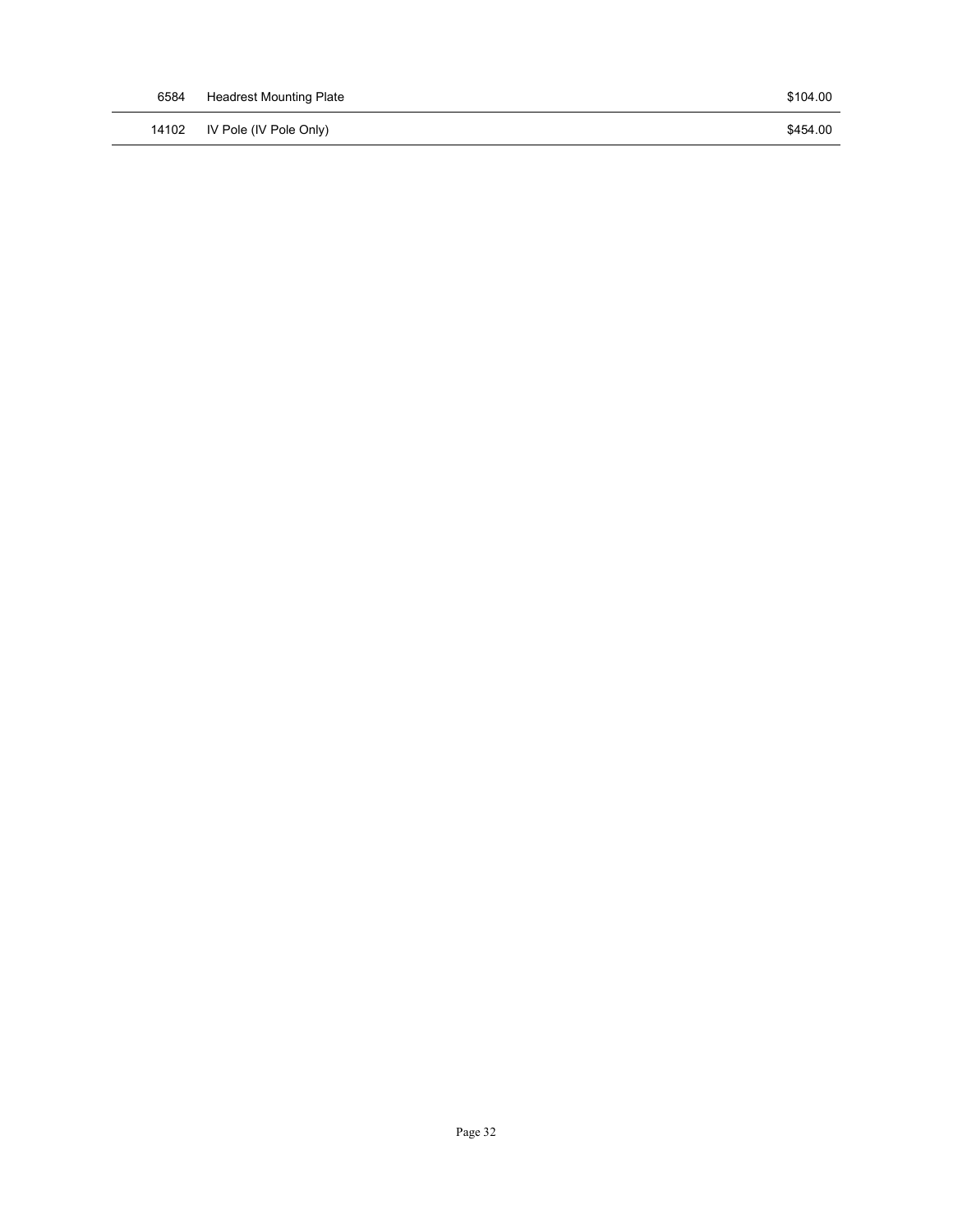| | | |
|---|---|---|
| 6584 | Headrest Mounting Plate | $104.00 |
| 14102 | IV Pole (IV Pole Only) | $454.00 |